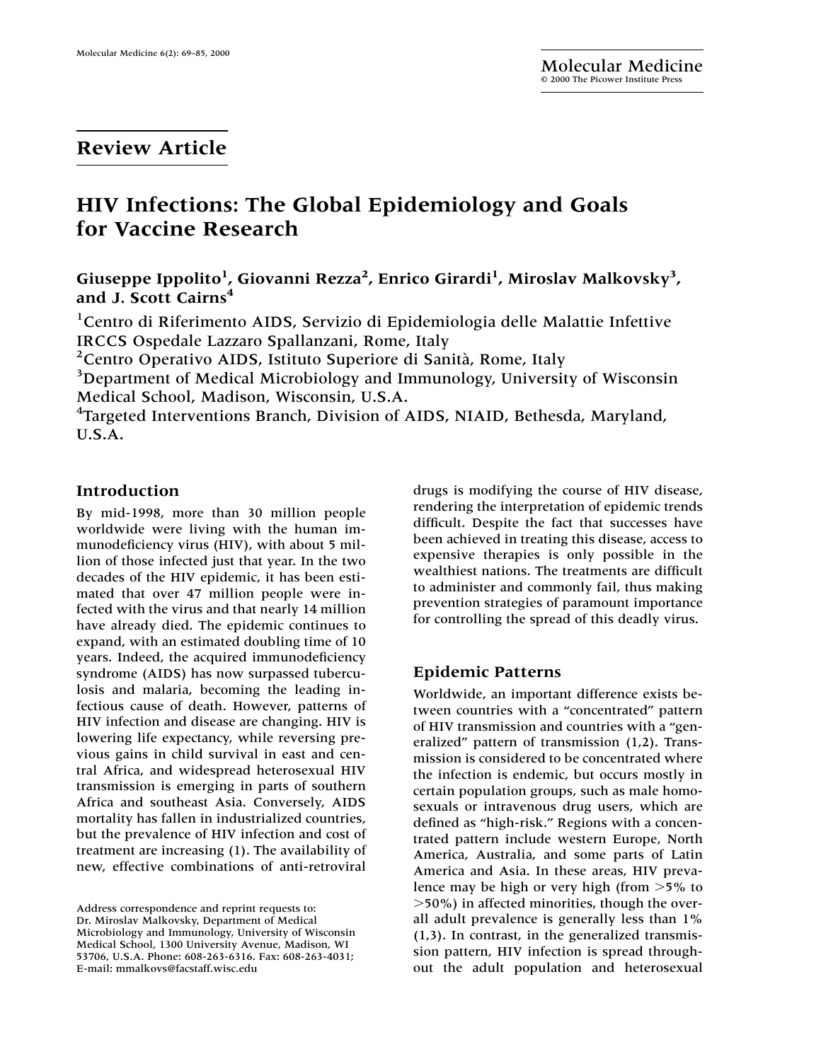Review Article

# HIV Infections: The Global Epidemiology and Goals for Vaccine Research

**Giuseppe Ippolito[1], Giovanni Rezza[2], Enrico Girardi[1], Miroslav Malkovsky[3], and J. Scott Cairns[4]**

[1]Centro di Riferimento AIDS, Servizio di Epidemiologia delle Malattie Infettive IRCCS Ospedale Lazzaro Spallanzani, Rome, Italy
[2]Centro Operativo AIDS, Istituto Superiore di Sanità, Rome, Italy
[3]Department of Medical Microbiology and Immunology, University of Wisconsin Medical School, Madison, Wisconsin, U.S.A.
[4]Targeted Interventions Branch, Division of AIDS, NIAID, Bethesda, Maryland, U.S.A.

## Introduction

By mid-1998, more than 30 million people worldwide were living with the human immunodeficiency virus (HIV), with about 5 million of those infected just that year. In the two decades of the HIV epidemic, it has been estimated that over 47 million people were infected with the virus and that nearly 14 million have already died. The epidemic continues to expand, with an estimated doubling time of 10 years. Indeed, the acquired immunodeficiency syndrome (AIDS) has now surpassed tuberculosis and malaria, becoming the leading infectious cause of death. However, patterns of HIV infection and disease are changing. HIV is lowering life expectancy, while reversing previous gains in child survival in east and central Africa, and widespread heterosexual HIV transmission is emerging in parts of southern Africa and southeast Asia. Conversely, AIDS mortality has fallen in industrialized countries, but the prevalence of HIV infection and cost of treatment are increasing (1). The availability of new, effective combinations of anti-retroviral drugs is modifying the course of HIV disease, rendering the interpretation of epidemic trends difficult. Despite the fact that successes have been achieved in treating this disease, access to expensive therapies is only possible in the wealthiest nations. The treatments are difficult to administer and commonly fail, thus making prevention strategies of paramount importance for controlling the spread of this deadly virus.

Address correspondence and reprint requests to: Dr. Miroslav Malkovsky, Department of Medical Microbiology and Immunology, University of Wisconsin Medical School, 1300 University Avenue, Madison, WI 53706, U.S.A. Phone: 608-263-6316. Fax: 608-263-4031; E-mail: mmalkovs@facstaff.wisc.edu

## Epidemic Patterns

Worldwide, an important difference exists between countries with a "concentrated" pattern of HIV transmission and countries with a "generalized" pattern of transmission (1,2). Transmission is considered to be concentrated where the infection is endemic, but occurs mostly in certain population groups, such as male homosexuals or intravenous drug users, which are defined as "high-risk." Regions with a concentrated pattern include western Europe, North America, Australia, and some parts of Latin America and Asia. In these areas, HIV prevalence may be high or very high (from >5% to >50%) in affected minorities, though the overall adult prevalence is generally less than 1% (1,3). In contrast, in the generalized transmission pattern, HIV infection is spread throughout the adult population and heterosexual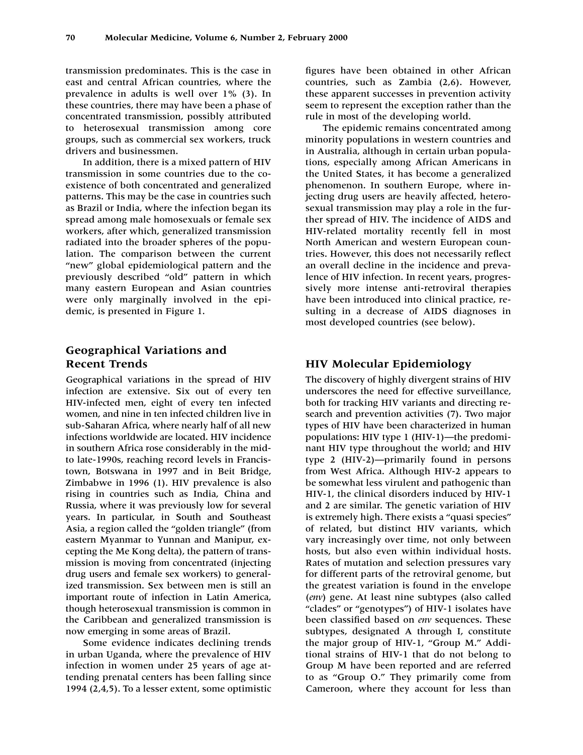transmission predominates. This is the case in east and central African countries, where the prevalence in adults is well over 1% (3). In these countries, there may have been a phase of concentrated transmission, possibly attributed to heterosexual transmission among core groups, such as commercial sex workers, truck drivers and businessmen.

In addition, there is a mixed pattern of HIV transmission in some countries due to the coexistence of both concentrated and generalized patterns. This may be the case in countries such as Brazil or India, where the infection began its spread among male homosexuals or female sex workers, after which, generalized transmission radiated into the broader spheres of the population. The comparison between the current "new" global epidemiological pattern and the previously described "old" pattern in which many eastern European and Asian countries were only marginally involved in the epidemic, is presented in Figure 1.

## Geographical Variations and Recent Trends

Geographical variations in the spread of HIV infection are extensive. Six out of every ten HIV-infected men, eight of every ten infected women, and nine in ten infected children live in sub-Saharan Africa, where nearly half of all new infections worldwide are located. HIV incidence in southern Africa rose considerably in the mid- to late-1990s, reaching record levels in Francistown, Botswana in 1997 and in Beit Bridge, Zimbabwe in 1996 (1). HIV prevalence is also rising in countries such as India, China and Russia, where it was previously low for several years. In particular, in South and Southeast Asia, a region called the "golden triangle" (from eastern Myanmar to Yunnan and Manipur, excepting the Me Kong delta), the pattern of transmission is moving from concentrated (injecting drug users and female sex workers) to generalized transmission. Sex between men is still an important route of infection in Latin America, though heterosexual transmission is common in the Caribbean and generalized transmission is now emerging in some areas of Brazil.

Some evidence indicates declining trends in urban Uganda, where the prevalence of HIV infection in women under 25 years of age attending prenatal centers has been falling since 1994 (2,4,5). To a lesser extent, some optimistic figures have been obtained in other African countries, such as Zambia (2,6). However, these apparent successes in prevention activity seem to represent the exception rather than the rule in most of the developing world.

The epidemic remains concentrated among minority populations in western countries and in Australia, although in certain urban populations, especially among African Americans in the United States, it has become a generalized phenomenon. In southern Europe, where injecting drug users are heavily affected, heterosexual transmission may play a role in the further spread of HIV. The incidence of AIDS and HIV-related mortality recently fell in most North American and western European countries. However, this does not necessarily reflect an overall decline in the incidence and prevalence of HIV infection. In recent years, progressively more intense anti-retroviral therapies have been introduced into clinical practice, resulting in a decrease of AIDS diagnoses in most developed countries (see below).

## HIV Molecular Epidemiology

The discovery of highly divergent strains of HIV underscores the need for effective surveillance, both for tracking HIV variants and directing research and prevention activities (7). Two major types of HIV have been characterized in human populations: HIV type 1 (HIV-1)—the predominant HIV type throughout the world; and HIV type 2 (HIV-2)—primarily found in persons from West Africa. Although HIV-2 appears to be somewhat less virulent and pathogenic than HIV-1, the clinical disorders induced by HIV-1 and 2 are similar. The genetic variation of HIV is extremely high. There exists a "quasi species" of related, but distinct HIV variants, which vary increasingly over time, not only between hosts, but also even within individual hosts. Rates of mutation and selection pressures vary for different parts of the retroviral genome, but the greatest variation is found in the envelope (*env*) gene. At least nine subtypes (also called "clades" or "genotypes") of HIV-1 isolates have been classified based on *env* sequences. These subtypes, designated A through I, constitute the major group of HIV-1, "Group M." Additional strains of HIV-1 that do not belong to Group M have been reported and are referred to as "Group O." They primarily come from Cameroon, where they account for less than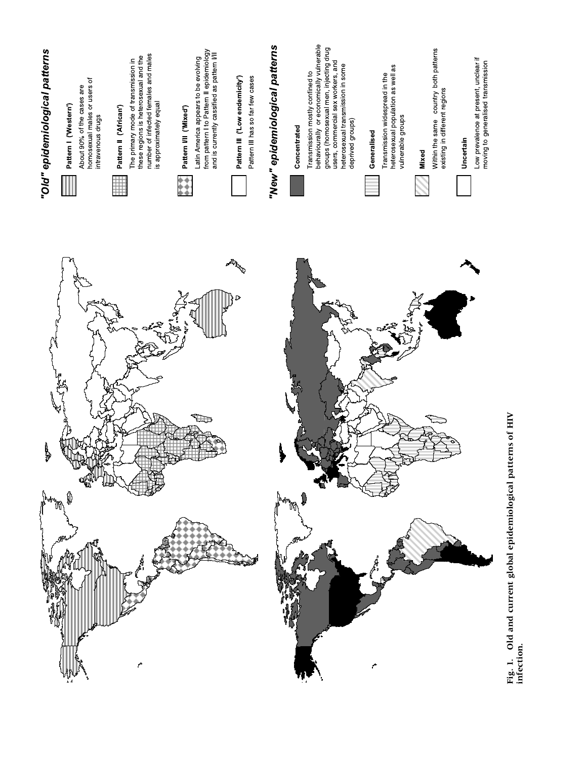## *"Old" epidemiological patterns*

**Pattern I ('Western')**

About 90% of the cases are homosexual males or users of intravenous drugs

**Pattern II ('African')**

The primary mode of transmission in these regions is heterosexual and the number of infected females and males is approximately equal

**Pattern I/II ('Mixed')**

Latin America appears to be evolving from pattern I to Pattern II epidemiology and is currently cassified as pattern I/II

**Pattern III ('Low endemicity')**

Pattern III has so far few cases

## *"New" epidemiological patterns*

**Concentrated**

Transmission mostly confined to behaviourally or economically vulnerable groups (homosexual men, injecting drug users, commercial sex workers, and heterosexual transmission in some deprived groups)

**Generalised**

Transmission widespread in the heterosexual population as well as vulnerable groups

**Mixed**

Within the same country both patterns existing in different regions

**Uncertain**

Low prevalence at present, unclear if moving to generalised transmission

**Fig. 1. Old and current global epidemiological patterns of HIV infection.**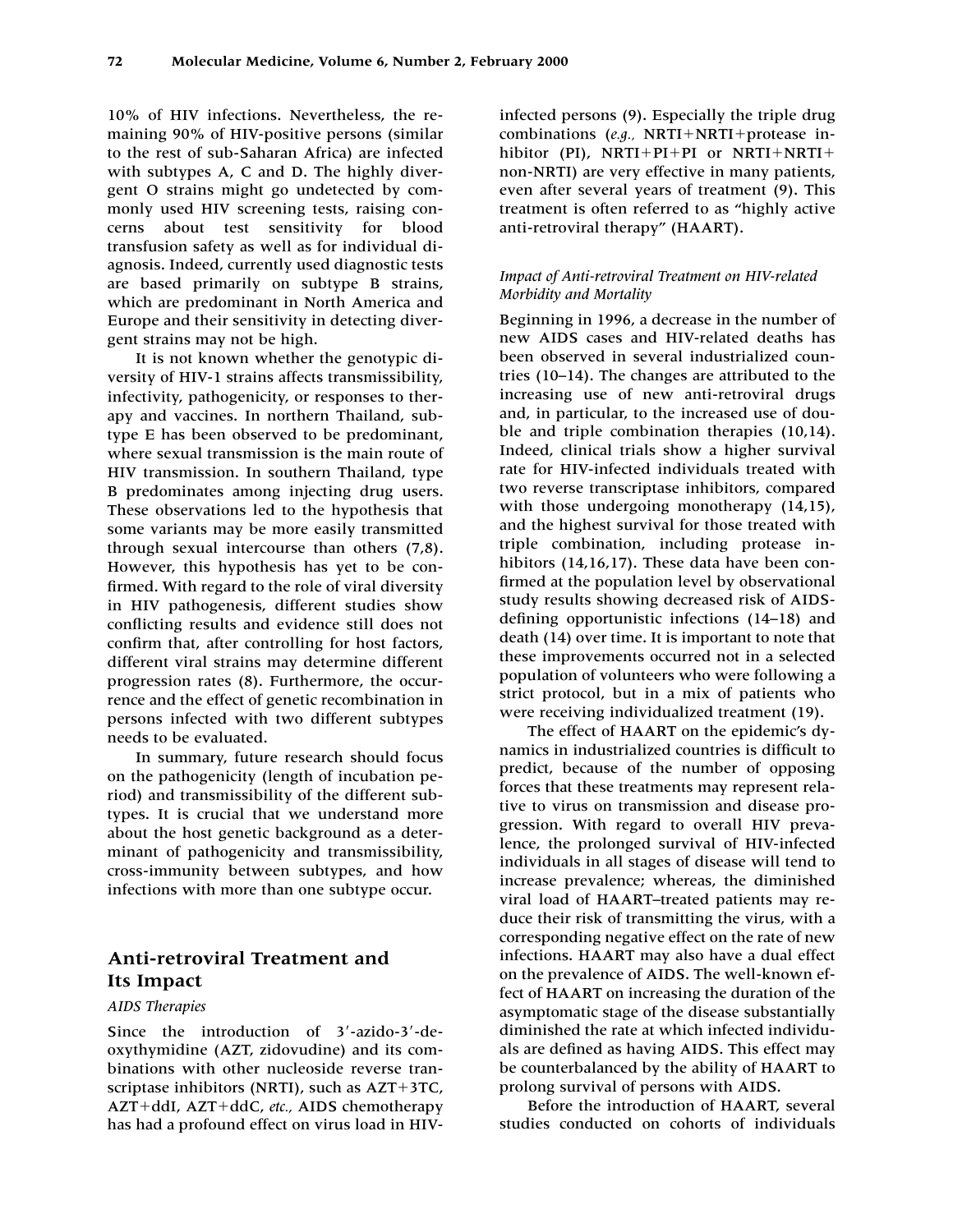10% of HIV infections. Nevertheless, the remaining 90% of HIV-positive persons (similar to the rest of sub-Saharan Africa) are infected with subtypes A, C and D. The highly divergent O strains might go undetected by commonly used HIV screening tests, raising concerns about test sensitivity for blood transfusion safety as well as for individual diagnosis. Indeed, currently used diagnostic tests are based primarily on subtype B strains, which are predominant in North America and Europe and their sensitivity in detecting divergent strains may not be high.

It is not known whether the genotypic diversity of HIV-1 strains affects transmissibility, infectivity, pathogenicity, or responses to therapy and vaccines. In northern Thailand, subtype E has been observed to be predominant, where sexual transmission is the main route of HIV transmission. In southern Thailand, type B predominates among injecting drug users. These observations led to the hypothesis that some variants may be more easily transmitted through sexual intercourse than others (7,8). However, this hypothesis has yet to be confirmed. With regard to the role of viral diversity in HIV pathogenesis, different studies show conflicting results and evidence still does not confirm that, after controlling for host factors, different viral strains may determine different progression rates (8). Furthermore, the occurrence and the effect of genetic recombination in persons infected with two different subtypes needs to be evaluated.

In summary, future research should focus on the pathogenicity (length of incubation period) and transmissibility of the different subtypes. It is crucial that we understand more about the host genetic background as a determinant of pathogenicity and transmissibility, cross-immunity between subtypes, and how infections with more than one subtype occur.

## Anti-retroviral Treatment and Its Impact

### *AIDS Therapies*

Since the introduction of 3′-azido-3′-deoxythymidine (AZT, zidovudine) and its combinations with other nucleoside reverse transcriptase inhibitors (NRTI), such as AZT+3TC, AZT+ddI, AZT+ddC, *etc.,* AIDS chemotherapy has had a profound effect on virus load in HIV-infected persons (9). Especially the triple drug combinations (*e.g.,* NRTI+NRTI+protease inhibitor (PI), NRTI+PI+PI or NRTI+NRTI+non-NRTI) are very effective in many patients, even after several years of treatment (9). This treatment is often referred to as "highly active anti-retroviral therapy" (HAART).

### *Impact of Anti-retroviral Treatment on HIV-related Morbidity and Mortality*

Beginning in 1996, a decrease in the number of new AIDS cases and HIV-related deaths has been observed in several industrialized countries (10–14). The changes are attributed to the increasing use of new anti-retroviral drugs and, in particular, to the increased use of double and triple combination therapies (10,14). Indeed, clinical trials show a higher survival rate for HIV-infected individuals treated with two reverse transcriptase inhibitors, compared with those undergoing monotherapy (14,15), and the highest survival for those treated with triple combination, including protease inhibitors (14,16,17). These data have been confirmed at the population level by observational study results showing decreased risk of AIDS-defining opportunistic infections (14–18) and death (14) over time. It is important to note that these improvements occurred not in a selected population of volunteers who were following a strict protocol, but in a mix of patients who were receiving individualized treatment (19).

The effect of HAART on the epidemic's dynamics in industrialized countries is difficult to predict, because of the number of opposing forces that these treatments may represent relative to virus on transmission and disease progression. With regard to overall HIV prevalence, the prolonged survival of HIV-infected individuals in all stages of disease will tend to increase prevalence; whereas, the diminished viral load of HAART–treated patients may reduce their risk of transmitting the virus, with a corresponding negative effect on the rate of new infections. HAART may also have a dual effect on the prevalence of AIDS. The well-known effect of HAART on increasing the duration of the asymptomatic stage of the disease substantially diminished the rate at which infected individuals are defined as having AIDS. This effect may be counterbalanced by the ability of HAART to prolong survival of persons with AIDS.

Before the introduction of HAART, several studies conducted on cohorts of individuals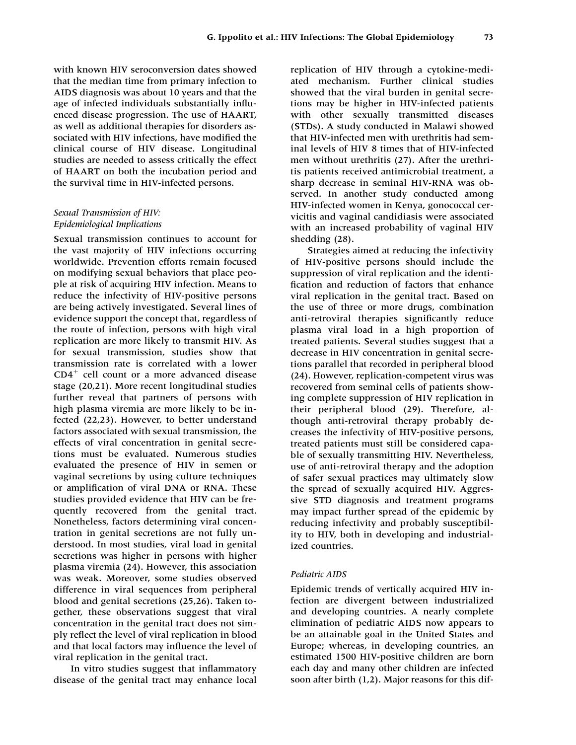with known HIV seroconversion dates showed that the median time from primary infection to AIDS diagnosis was about 10 years and that the age of infected individuals substantially influenced disease progression. The use of HAART, as well as additional therapies for disorders associated with HIV infections, have modified the clinical course of HIV disease. Longitudinal studies are needed to assess critically the effect of HAART on both the incubation period and the survival time in HIV-infected persons.

### *Sexual Transmission of HIV: Epidemiological Implications*

Sexual transmission continues to account for the vast majority of HIV infections occurring worldwide. Prevention efforts remain focused on modifying sexual behaviors that place people at risk of acquiring HIV infection. Means to reduce the infectivity of HIV-positive persons are being actively investigated. Several lines of evidence support the concept that, regardless of the route of infection, persons with high viral replication are more likely to transmit HIV. As for sexual transmission, studies show that transmission rate is correlated with a lower $CD4^+$ cell count or a more advanced disease stage (20,21). More recent longitudinal studies further reveal that partners of persons with high plasma viremia are more likely to be infected (22,23). However, to better understand factors associated with sexual transmission, the effects of viral concentration in genital secretions must be evaluated. Numerous studies evaluated the presence of HIV in semen or vaginal secretions by using culture techniques or amplification of viral DNA or RNA. These studies provided evidence that HIV can be frequently recovered from the genital tract. Nonetheless, factors determining viral concentration in genital secretions are not fully understood. In most studies, viral load in genital secretions was higher in persons with higher plasma viremia (24). However, this association was weak. Moreover, some studies observed difference in viral sequences from peripheral blood and genital secretions (25,26). Taken together, these observations suggest that viral concentration in the genital tract does not simply reflect the level of viral replication in blood and that local factors may influence the level of viral replication in the genital tract.

In vitro studies suggest that inflammatory disease of the genital tract may enhance local replication of HIV through a cytokine-mediated mechanism. Further clinical studies showed that the viral burden in genital secretions may be higher in HIV-infected patients with other sexually transmitted diseases (STDs). A study conducted in Malawi showed that HIV-infected men with urethritis had seminal levels of HIV 8 times that of HIV-infected men without urethritis (27). After the urethritis patients received antimicrobial treatment, a sharp decrease in seminal HIV-RNA was observed. In another study conducted among HIV-infected women in Kenya, gonococcal cervicitis and vaginal candidiasis were associated with an increased probability of vaginal HIV shedding (28).

Strategies aimed at reducing the infectivity of HIV-positive persons should include the suppression of viral replication and the identification and reduction of factors that enhance viral replication in the genital tract. Based on the use of three or more drugs, combination anti-retroviral therapies significantly reduce plasma viral load in a high proportion of treated patients. Several studies suggest that a decrease in HIV concentration in genital secretions parallel that recorded in peripheral blood (24). However, replication-competent virus was recovered from seminal cells of patients showing complete suppression of HIV replication in their peripheral blood (29). Therefore, although anti-retroviral therapy probably decreases the infectivity of HIV-positive persons, treated patients must still be considered capable of sexually transmitting HIV. Nevertheless, use of anti-retroviral therapy and the adoption of safer sexual practices may ultimately slow the spread of sexually acquired HIV. Aggressive STD diagnosis and treatment programs may impact further spread of the epidemic by reducing infectivity and probably susceptibility to HIV, both in developing and industrialized countries.

### *Pediatric AIDS*

Epidemic trends of vertically acquired HIV infection are divergent between industrialized and developing countries. A nearly complete elimination of pediatric AIDS now appears to be an attainable goal in the United States and Europe; whereas, in developing countries, an estimated 1500 HIV-positive children are born each day and many other children are infected soon after birth (1,2). Major reasons for this dif-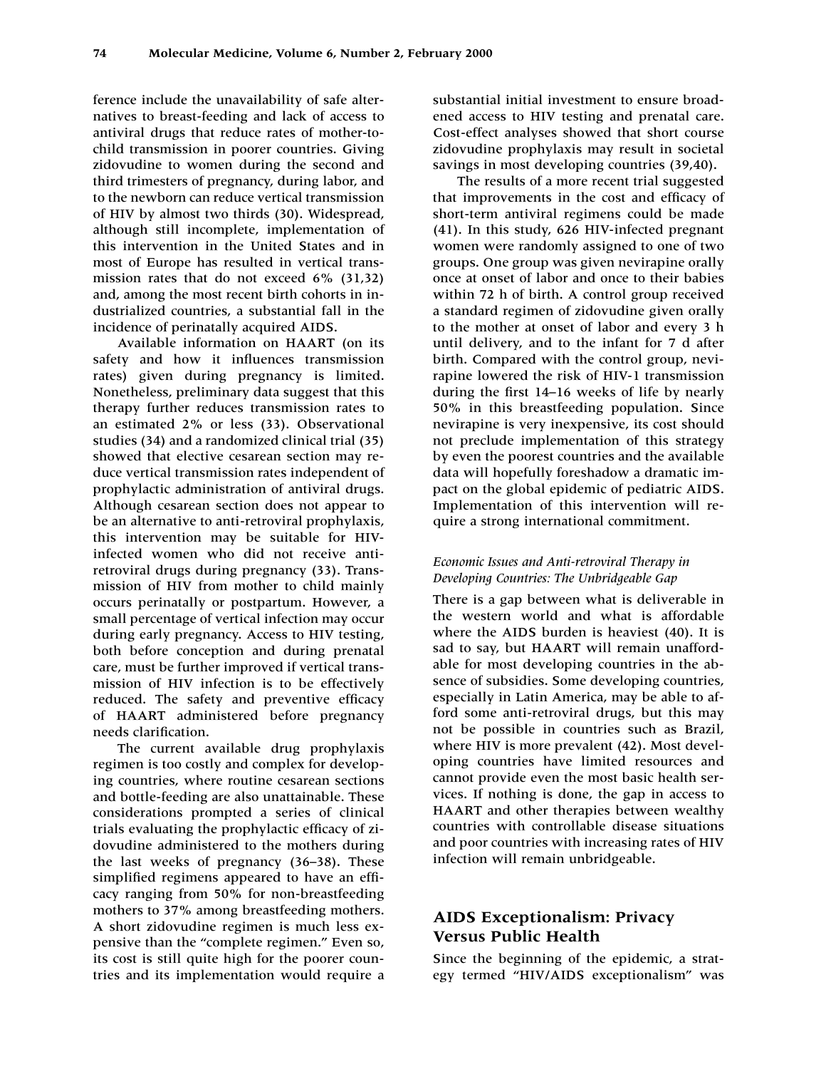ference include the unavailability of safe alternatives to breast-feeding and lack of access to antiviral drugs that reduce rates of mother-to-child transmission in poorer countries. Giving zidovudine to women during the second and third trimesters of pregnancy, during labor, and to the newborn can reduce vertical transmission of HIV by almost two thirds (30). Widespread, although still incomplete, implementation of this intervention in the United States and in most of Europe has resulted in vertical transmission rates that do not exceed 6% (31,32) and, among the most recent birth cohorts in industrialized countries, a substantial fall in the incidence of perinatally acquired AIDS.

Available information on HAART (on its safety and how it influences transmission rates) given during pregnancy is limited. Nonetheless, preliminary data suggest that this therapy further reduces transmission rates to an estimated 2% or less (33). Observational studies (34) and a randomized clinical trial (35) showed that elective cesarean section may reduce vertical transmission rates independent of prophylactic administration of antiviral drugs. Although cesarean section does not appear to be an alternative to anti-retroviral prophylaxis, this intervention may be suitable for HIV-infected women who did not receive anti-retroviral drugs during pregnancy (33). Transmission of HIV from mother to child mainly occurs perinatally or postpartum. However, a small percentage of vertical infection may occur during early pregnancy. Access to HIV testing, both before conception and during prenatal care, must be further improved if vertical transmission of HIV infection is to be effectively reduced. The safety and preventive efficacy of HAART administered before pregnancy needs clarification.

The current available drug prophylaxis regimen is too costly and complex for developing countries, where routine cesarean sections and bottle-feeding are also unattainable. These considerations prompted a series of clinical trials evaluating the prophylactic efficacy of zidovudine administered to the mothers during the last weeks of pregnancy (36–38). These simplified regimens appeared to have an efficacy ranging from 50% for non-breastfeeding mothers to 37% among breastfeeding mothers. A short zidovudine regimen is much less expensive than the "complete regimen." Even so, its cost is still quite high for the poorer countries and its implementation would require a substantial initial investment to ensure broadened access to HIV testing and prenatal care. Cost-effect analyses showed that short course zidovudine prophylaxis may result in societal savings in most developing countries (39,40).

The results of a more recent trial suggested that improvements in the cost and efficacy of short-term antiviral regimens could be made (41). In this study, 626 HIV-infected pregnant women were randomly assigned to one of two groups. One group was given nevirapine orally once at onset of labor and once to their babies within 72 h of birth. A control group received a standard regimen of zidovudine given orally to the mother at onset of labor and every 3 h until delivery, and to the infant for 7 d after birth. Compared with the control group, nevirapine lowered the risk of HIV-1 transmission during the first 14–16 weeks of life by nearly 50% in this breastfeeding population. Since nevirapine is very inexpensive, its cost should not preclude implementation of this strategy by even the poorest countries and the available data will hopefully foreshadow a dramatic impact on the global epidemic of pediatric AIDS. Implementation of this intervention will require a strong international commitment.

### *Economic Issues and Anti-retroviral Therapy in Developing Countries: The Unbridgeable Gap*

There is a gap between what is deliverable in the western world and what is affordable where the AIDS burden is heaviest (40). It is sad to say, but HAART will remain unaffordable for most developing countries in the absence of subsidies. Some developing countries, especially in Latin America, may be able to afford some anti-retroviral drugs, but this may not be possible in countries such as Brazil, where HIV is more prevalent (42). Most developing countries have limited resources and cannot provide even the most basic health services. If nothing is done, the gap in access to HAART and other therapies between wealthy countries with controllable disease situations and poor countries with increasing rates of HIV infection will remain unbridgeable.

## AIDS Exceptionalism: Privacy Versus Public Health

Since the beginning of the epidemic, a strategy termed "HIV/AIDS exceptionalism" was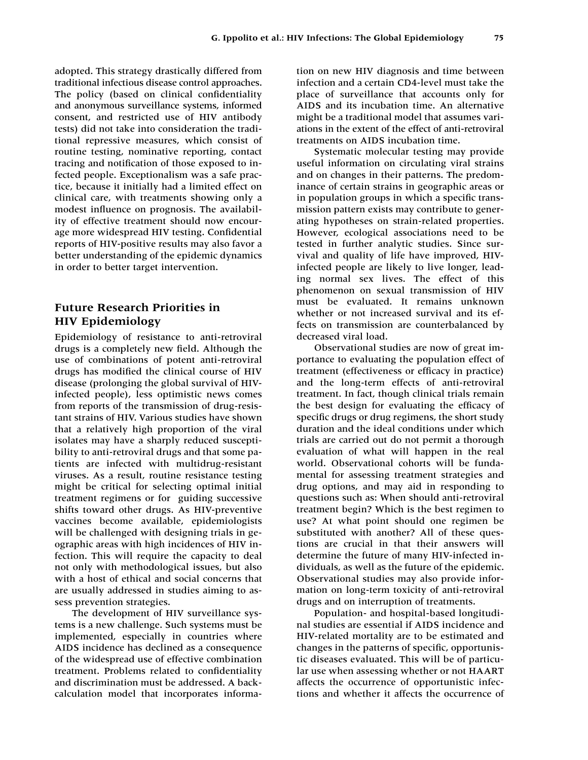adopted. This strategy drastically differed from traditional infectious disease control approaches. The policy (based on clinical confidentiality and anonymous surveillance systems, informed consent, and restricted use of HIV antibody tests) did not take into consideration the traditional repressive measures, which consist of routine testing, nominative reporting, contact tracing and notification of those exposed to infected people. Exceptionalism was a safe practice, because it initially had a limited effect on clinical care, with treatments showing only a modest influence on prognosis. The availability of effective treatment should now encourage more widespread HIV testing. Confidential reports of HIV-positive results may also favor a better understanding of the epidemic dynamics in order to better target intervention.

## Future Research Priorities in HIV Epidemiology

Epidemiology of resistance to anti-retroviral drugs is a completely new field. Although the use of combinations of potent anti-retroviral drugs has modified the clinical course of HIV disease (prolonging the global survival of HIV-infected people), less optimistic news comes from reports of the transmission of drug-resistant strains of HIV. Various studies have shown that a relatively high proportion of the viral isolates may have a sharply reduced susceptibility to anti-retroviral drugs and that some patients are infected with multidrug-resistant viruses. As a result, routine resistance testing might be critical for selecting optimal initial treatment regimens or for guiding successive shifts toward other drugs. As HIV-preventive vaccines become available, epidemiologists will be challenged with designing trials in geographic areas with high incidences of HIV infection. This will require the capacity to deal not only with methodological issues, but also with a host of ethical and social concerns that are usually addressed in studies aiming to assess prevention strategies.

The development of HIV surveillance systems is a new challenge. Such systems must be implemented, especially in countries where AIDS incidence has declined as a consequence of the widespread use of effective combination treatment. Problems related to confidentiality and discrimination must be addressed. A back-calculation model that incorporates information on new HIV diagnosis and time between infection and a certain CD4-level must take the place of surveillance that accounts only for AIDS and its incubation time. An alternative might be a traditional model that assumes variations in the extent of the effect of anti-retroviral treatments on AIDS incubation time.

Systematic molecular testing may provide useful information on circulating viral strains and on changes in their patterns. The predominance of certain strains in geographic areas or in population groups in which a specific transmission pattern exists may contribute to generating hypotheses on strain-related properties. However, ecological associations need to be tested in further analytic studies. Since survival and quality of life have improved, HIV-infected people are likely to live longer, leading normal sex lives. The effect of this phenomenon on sexual transmission of HIV must be evaluated. It remains unknown whether or not increased survival and its effects on transmission are counterbalanced by decreased viral load.

Observational studies are now of great importance to evaluating the population effect of treatment (effectiveness or efficacy in practice) and the long-term effects of anti-retroviral treatment. In fact, though clinical trials remain the best design for evaluating the efficacy of specific drugs or drug regimens, the short study duration and the ideal conditions under which trials are carried out do not permit a thorough evaluation of what will happen in the real world. Observational cohorts will be fundamental for assessing treatment strategies and drug options, and may aid in responding to questions such as: When should anti-retroviral treatment begin? Which is the best regimen to use? At what point should one regimen be substituted with another? All of these questions are crucial in that their answers will determine the future of many HIV-infected individuals, as well as the future of the epidemic. Observational studies may also provide information on long-term toxicity of anti-retroviral drugs and on interruption of treatments.

Population- and hospital-based longitudinal studies are essential if AIDS incidence and HIV-related mortality are to be estimated and changes in the patterns of specific, opportunistic diseases evaluated. This will be of particular use when assessing whether or not HAART affects the occurrence of opportunistic infections and whether it affects the occurrence of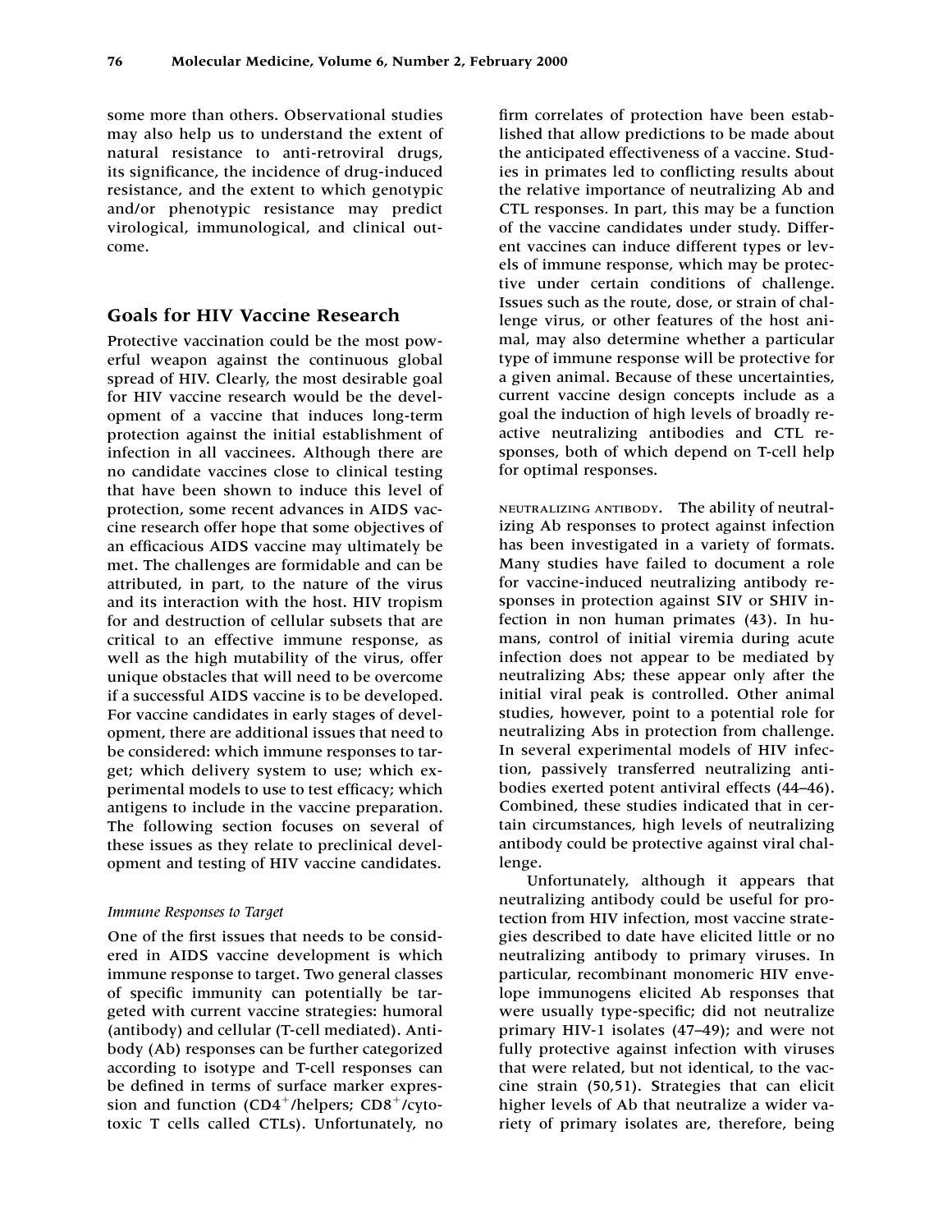some more than others. Observational studies may also help us to understand the extent of natural resistance to anti-retroviral drugs, its significance, the incidence of drug-induced resistance, and the extent to which genotypic and/or phenotypic resistance may predict virological, immunological, and clinical outcome.

## Goals for HIV Vaccine Research

Protective vaccination could be the most powerful weapon against the continuous global spread of HIV. Clearly, the most desirable goal for HIV vaccine research would be the development of a vaccine that induces long-term protection against the initial establishment of infection in all vaccinees. Although there are no candidate vaccines close to clinical testing that have been shown to induce this level of protection, some recent advances in AIDS vaccine research offer hope that some objectives of an efficacious AIDS vaccine may ultimately be met. The challenges are formidable and can be attributed, in part, to the nature of the virus and its interaction with the host. HIV tropism for and destruction of cellular subsets that are critical to an effective immune response, as well as the high mutability of the virus, offer unique obstacles that will need to be overcome if a successful AIDS vaccine is to be developed. For vaccine candidates in early stages of development, there are additional issues that need to be considered: which immune responses to target; which delivery system to use; which experimental models to use to test efficacy; which antigens to include in the vaccine preparation. The following section focuses on several of these issues as they relate to preclinical development and testing of HIV vaccine candidates.

### *Immune Responses to Target*

One of the first issues that needs to be considered in AIDS vaccine development is which immune response to target. Two general classes of specific immunity can potentially be targeted with current vaccine strategies: humoral (antibody) and cellular (T-cell mediated). Antibody (Ab) responses can be further categorized according to isotype and T-cell responses can be defined in terms of surface marker expression and function ($CD4^{+}$/helpers; $CD8^{+}$/cytotoxic T cells called CTLs). Unfortunately, no firm correlates of protection have been established that allow predictions to be made about the anticipated effectiveness of a vaccine. Studies in primates led to conflicting results about the relative importance of neutralizing Ab and CTL responses. In part, this may be a function of the vaccine candidates under study. Different vaccines can induce different types or levels of immune response, which may be protective under certain conditions of challenge. Issues such as the route, dose, or strain of challenge virus, or other features of the host animal, may also determine whether a particular type of immune response will be protective for a given animal. Because of these uncertainties, current vaccine design concepts include as a goal the induction of high levels of broadly reactive neutralizing antibodies and CTL responses, both of which depend on T-cell help for optimal responses.

NEUTRALIZING ANTIBODY. The ability of neutralizing Ab responses to protect against infection has been investigated in a variety of formats. Many studies have failed to document a role for vaccine-induced neutralizing antibody responses in protection against SIV or SHIV infection in non human primates (43). In humans, control of initial viremia during acute infection does not appear to be mediated by neutralizing Abs; these appear only after the initial viral peak is controlled. Other animal studies, however, point to a potential role for neutralizing Abs in protection from challenge. In several experimental models of HIV infection, passively transferred neutralizing antibodies exerted potent antiviral effects (44–46). Combined, these studies indicated that in certain circumstances, high levels of neutralizing antibody could be protective against viral challenge.

Unfortunately, although it appears that neutralizing antibody could be useful for protection from HIV infection, most vaccine strategies described to date have elicited little or no neutralizing antibody to primary viruses. In particular, recombinant monomeric HIV envelope immunogens elicited Ab responses that were usually type-specific; did not neutralize primary HIV-1 isolates (47–49); and were not fully protective against infection with viruses that were related, but not identical, to the vaccine strain (50,51). Strategies that can elicit higher levels of Ab that neutralize a wider variety of primary isolates are, therefore, being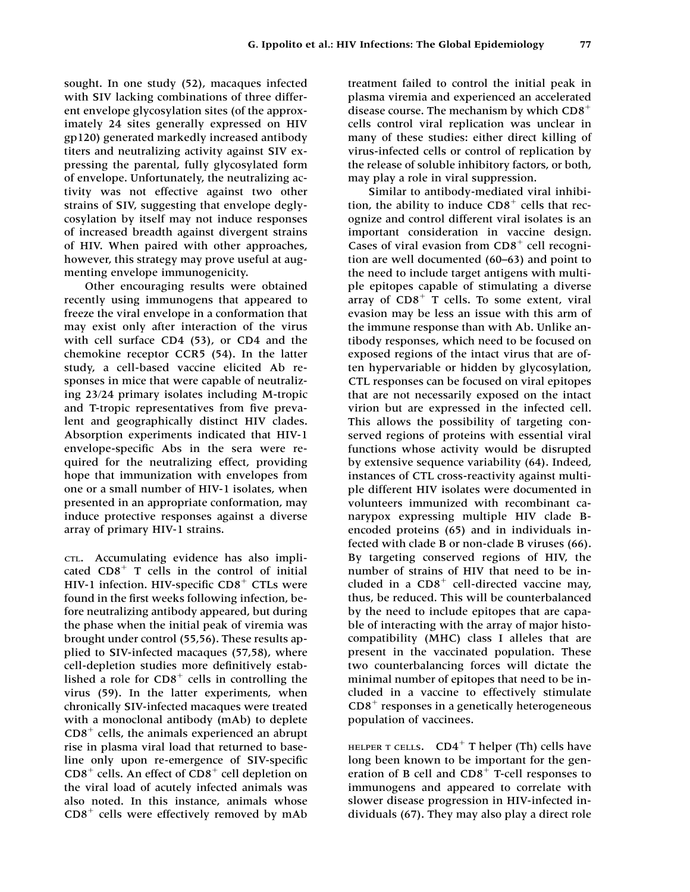sought. In one study (52), macaques infected with SIV lacking combinations of three different envelope glycosylation sites (of the approximately 24 sites generally expressed on HIV gp120) generated markedly increased antibody titers and neutralizing activity against SIV expressing the parental, fully glycosylated form of envelope. Unfortunately, the neutralizing activity was not effective against two other strains of SIV, suggesting that envelope deglycosylation by itself may not induce responses of increased breadth against divergent strains of HIV. When paired with other approaches, however, this strategy may prove useful at augmenting envelope immunogenicity.

Other encouraging results were obtained recently using immunogens that appeared to freeze the viral envelope in a conformation that may exist only after interaction of the virus with cell surface CD4 (53), or CD4 and the chemokine receptor CCR5 (54). In the latter study, a cell-based vaccine elicited Ab responses in mice that were capable of neutralizing 23/24 primary isolates including M-tropic and T-tropic representatives from five prevalent and geographically distinct HIV clades. Absorption experiments indicated that HIV-1 envelope-specific Abs in the sera were required for the neutralizing effect, providing hope that immunization with envelopes from one or a small number of HIV-1 isolates, when presented in an appropriate conformation, may induce protective responses against a diverse array of primary HIV-1 strains.

CTL. Accumulating evidence has also implicated $CD8^+$ T cells in the control of initial HIV-1 infection. HIV-specific $CD8^+$ CTLs were found in the first weeks following infection, before neutralizing antibody appeared, but during the phase when the initial peak of viremia was brought under control (55,56). These results applied to SIV-infected macaques (57,58), where cell-depletion studies more definitively established a role for $CD8^+$ cells in controlling the virus (59). In the latter experiments, when chronically SIV-infected macaques were treated with a monoclonal antibody (mAb) to deplete $CD8^+$ cells, the animals experienced an abrupt rise in plasma viral load that returned to baseline only upon re-emergence of SIV-specific $CD8^+$ cells. An effect of $CD8^+$ cell depletion on the viral load of acutely infected animals was also noted. In this instance, animals whose $CD8^+$ cells were effectively removed by mAb treatment failed to control the initial peak in plasma viremia and experienced an accelerated disease course. The mechanism by which $CD8^+$ cells control viral replication was unclear in many of these studies: either direct killing of virus-infected cells or control of replication by the release of soluble inhibitory factors, or both, may play a role in viral suppression.

Similar to antibody-mediated viral inhibition, the ability to induce $CD8^+$ cells that recognize and control different viral isolates is an important consideration in vaccine design. Cases of viral evasion from $CD8^+$ cell recognition are well documented (60–63) and point to the need to include target antigens with multiple epitopes capable of stimulating a diverse array of $CD8^+$ T cells. To some extent, viral evasion may be less an issue with this arm of the immune response than with Ab. Unlike antibody responses, which need to be focused on exposed regions of the intact virus that are often hypervariable or hidden by glycosylation, CTL responses can be focused on viral epitopes that are not necessarily exposed on the intact virion but are expressed in the infected cell. This allows the possibility of targeting conserved regions of proteins with essential viral functions whose activity would be disrupted by extensive sequence variability (64). Indeed, instances of CTL cross-reactivity against multiple different HIV isolates were documented in volunteers immunized with recombinant canarypox expressing multiple HIV clade B-encoded proteins (65) and in individuals infected with clade B or non-clade B viruses (66). By targeting conserved regions of HIV, the number of strains of HIV that need to be included in a $CD8^+$ cell-directed vaccine may, thus, be reduced. This will be counterbalanced by the need to include epitopes that are capable of interacting with the array of major histocompatibility (MHC) class I alleles that are present in the vaccinated population. These two counterbalancing forces will dictate the minimal number of epitopes that need to be included in a vaccine to effectively stimulate $CD8^+$ responses in a genetically heterogeneous population of vaccinees.

HELPER T CELLS. $CD4^+$ T helper (Th) cells have long been known to be important for the generation of B cell and $CD8^+$ T-cell responses to immunogens and appeared to correlate with slower disease progression in HIV-infected individuals (67). They may also play a direct role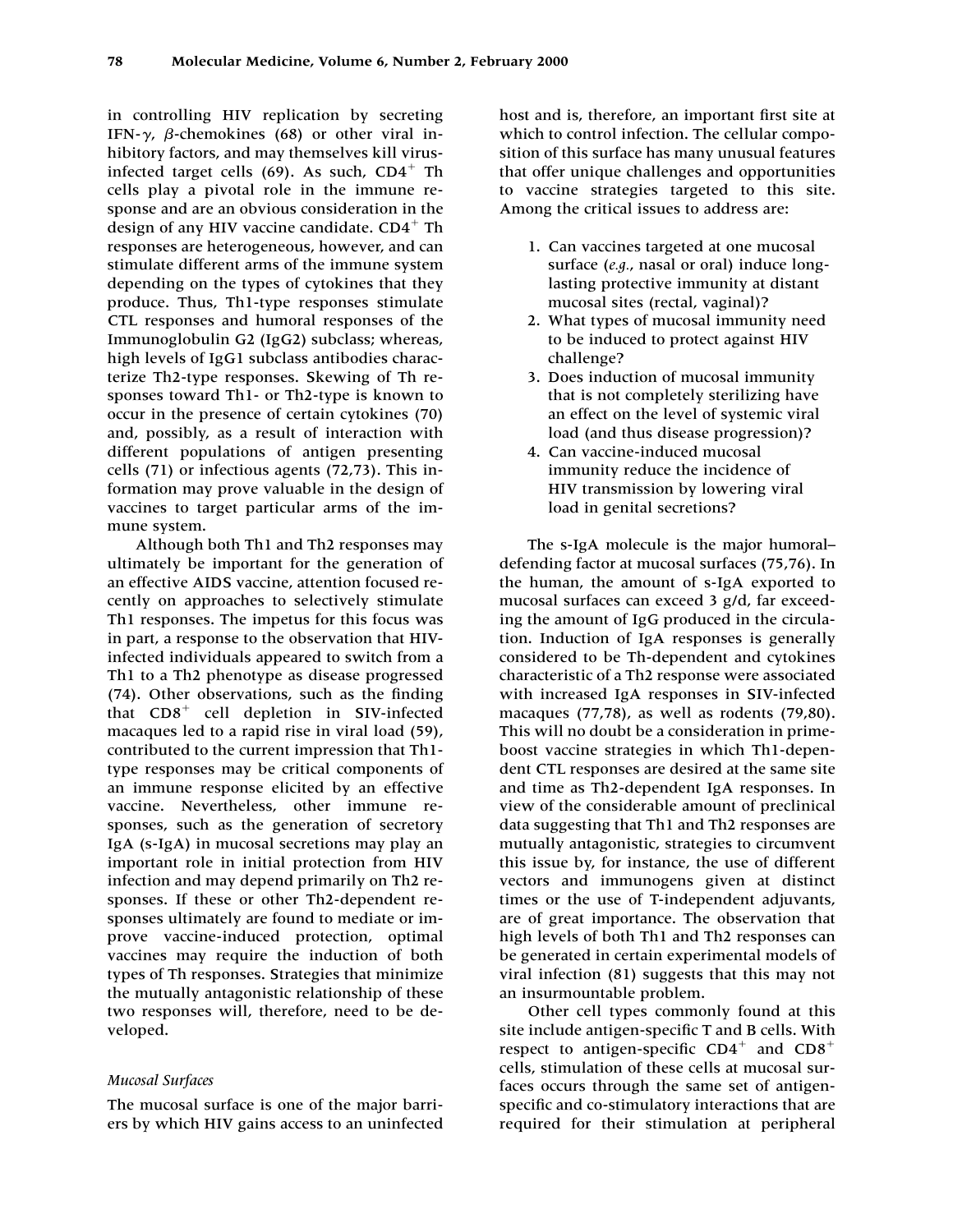in controlling HIV replication by secreting IFN-γ, β-chemokines (68) or other viral inhibitory factors, and may themselves kill virus-infected target cells (69). As such, $CD4^+$ Th cells play a pivotal role in the immune response and are an obvious consideration in the design of any HIV vaccine candidate. $CD4^+$ Th responses are heterogeneous, however, and can stimulate different arms of the immune system depending on the types of cytokines that they produce. Thus, Th1-type responses stimulate CTL responses and humoral responses of the Immunoglobulin G2 (IgG2) subclass; whereas, high levels of IgG1 subclass antibodies characterize Th2-type responses. Skewing of Th responses toward Th1- or Th2-type is known to occur in the presence of certain cytokines (70) and, possibly, as a result of interaction with different populations of antigen presenting cells (71) or infectious agents (72,73). This information may prove valuable in the design of vaccines to target particular arms of the immune system.

Although both Th1 and Th2 responses may ultimately be important for the generation of an effective AIDS vaccine, attention focused recently on approaches to selectively stimulate Th1 responses. The impetus for this focus was in part, a response to the observation that HIV-infected individuals appeared to switch from a Th1 to a Th2 phenotype as disease progressed (74). Other observations, such as the finding that $CD8^+$ cell depletion in SIV-infected macaques led to a rapid rise in viral load (59), contributed to the current impression that Th1-type responses may be critical components of an immune response elicited by an effective vaccine. Nevertheless, other immune responses, such as the generation of secretory IgA (s-IgA) in mucosal secretions may play an important role in initial protection from HIV infection and may depend primarily on Th2 responses. If these or other Th2-dependent responses ultimately are found to mediate or improve vaccine-induced protection, optimal vaccines may require the induction of both types of Th responses. Strategies that minimize the mutually antagonistic relationship of these two responses will, therefore, need to be developed.

*Mucosal Surfaces*

The mucosal surface is one of the major barriers by which HIV gains access to an uninfected host and is, therefore, an important first site at which to control infection. The cellular composition of this surface has many unusual features that offer unique challenges and opportunities to vaccine strategies targeted to this site. Among the critical issues to address are:

1. Can vaccines targeted at one mucosal surface (*e.g.*, nasal or oral) induce long-lasting protective immunity at distant mucosal sites (rectal, vaginal)?
2. What types of mucosal immunity need to be induced to protect against HIV challenge?
3. Does induction of mucosal immunity that is not completely sterilizing have an effect on the level of systemic viral load (and thus disease progression)?
4. Can vaccine-induced mucosal immunity reduce the incidence of HIV transmission by lowering viral load in genital secretions?

The s-IgA molecule is the major humoral–defending factor at mucosal surfaces (75,76). In the human, the amount of s-IgA exported to mucosal surfaces can exceed 3 g/d, far exceeding the amount of IgG produced in the circulation. Induction of IgA responses is generally considered to be Th-dependent and cytokines characteristic of a Th2 response were associated with increased IgA responses in SIV-infected macaques (77,78), as well as rodents (79,80). This will no doubt be a consideration in prime-boost vaccine strategies in which Th1-dependent CTL responses are desired at the same site and time as Th2-dependent IgA responses. In view of the considerable amount of preclinical data suggesting that Th1 and Th2 responses are mutually antagonistic, strategies to circumvent this issue by, for instance, the use of different vectors and immunogens given at distinct times or the use of T-independent adjuvants, are of great importance. The observation that high levels of both Th1 and Th2 responses can be generated in certain experimental models of viral infection (81) suggests that this may not an insurmountable problem.

Other cell types commonly found at this site include antigen-specific T and B cells. With respect to antigen-specific $CD4^+$ and $CD8^+$ cells, stimulation of these cells at mucosal surfaces occurs through the same set of antigen-specific and co-stimulatory interactions that are required for their stimulation at peripheral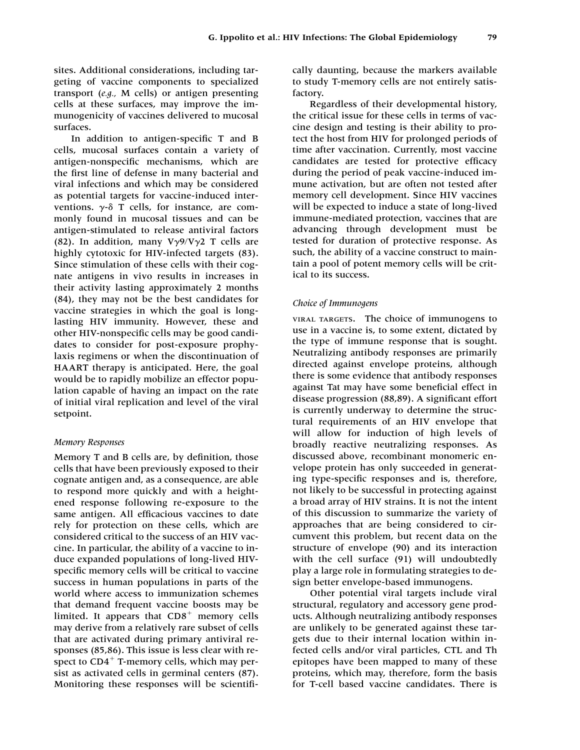sites. Additional considerations, including targeting of vaccine components to specialized transport (*e.g.,* M cells) or antigen presenting cells at these surfaces, may improve the immunogenicity of vaccines delivered to mucosal surfaces.

In addition to antigen-specific T and B cells, mucosal surfaces contain a variety of antigen-nonspecific mechanisms, which are the first line of defense in many bacterial and viral infections and which may be considered as potential targets for vaccine-induced interventions. $\gamma$-$\delta$ T cells, for instance, are commonly found in mucosal tissues and can be antigen-stimulated to release antiviral factors (82). In addition, many V$\gamma$9/V$\gamma$2 T cells are highly cytotoxic for HIV-infected targets (83). Since stimulation of these cells with their cognate antigens in vivo results in increases in their activity lasting approximately 2 months (84), they may not be the best candidates for vaccine strategies in which the goal is long-lasting HIV immunity. However, these and other HIV-nonspecific cells may be good candidates to consider for post-exposure prophylaxis regimens or when the discontinuation of HAART therapy is anticipated. Here, the goal would be to rapidly mobilize an effector population capable of having an impact on the rate of initial viral replication and level of the viral setpoint.

*Memory Responses*

Memory T and B cells are, by definition, those cells that have been previously exposed to their cognate antigen and, as a consequence, are able to respond more quickly and with a heightened response following re-exposure to the same antigen. All efficacious vaccines to date rely for protection on these cells, which are considered critical to the success of an HIV vaccine. In particular, the ability of a vaccine to induce expanded populations of long-lived HIV-specific memory cells will be critical to vaccine success in human populations in parts of the world where access to immunization schemes that demand frequent vaccine boosts may be limited. It appears that $CD8^+$ memory cells may derive from a relatively rare subset of cells that are activated during primary antiviral responses (85,86). This issue is less clear with respect to $CD4^+$ T-memory cells, which may persist as activated cells in germinal centers (87). Monitoring these responses will be scientifically daunting, because the markers available to study T-memory cells are not entirely satisfactory.

Regardless of their developmental history, the critical issue for these cells in terms of vaccine design and testing is their ability to protect the host from HIV for prolonged periods of time after vaccination. Currently, most vaccine candidates are tested for protective efficacy during the period of peak vaccine-induced immune activation, but are often not tested after memory cell development. Since HIV vaccines will be expected to induce a state of long-lived immune-mediated protection, vaccines that are advancing through development must be tested for duration of protective response. As such, the ability of a vaccine construct to maintain a pool of potent memory cells will be critical to its success.

*Choice of Immunogens*

VIRAL TARGETS. The choice of immunogens to use in a vaccine is, to some extent, dictated by the type of immune response that is sought. Neutralizing antibody responses are primarily directed against envelope proteins, although there is some evidence that antibody responses against Tat may have some beneficial effect in disease progression (88,89). A significant effort is currently underway to determine the structural requirements of an HIV envelope that will allow for induction of high levels of broadly reactive neutralizing responses. As discussed above, recombinant monomeric envelope protein has only succeeded in generating type-specific responses and is, therefore, not likely to be successful in protecting against a broad array of HIV strains. It is not the intent of this discussion to summarize the variety of approaches that are being considered to circumvent this problem, but recent data on the structure of envelope (90) and its interaction with the cell surface (91) will undoubtedly play a large role in formulating strategies to design better envelope-based immunogens.

Other potential viral targets include viral structural, regulatory and accessory gene products. Although neutralizing antibody responses are unlikely to be generated against these targets due to their internal location within infected cells and/or viral particles, CTL and Th epitopes have been mapped to many of these proteins, which may, therefore, form the basis for T-cell based vaccine candidates. There is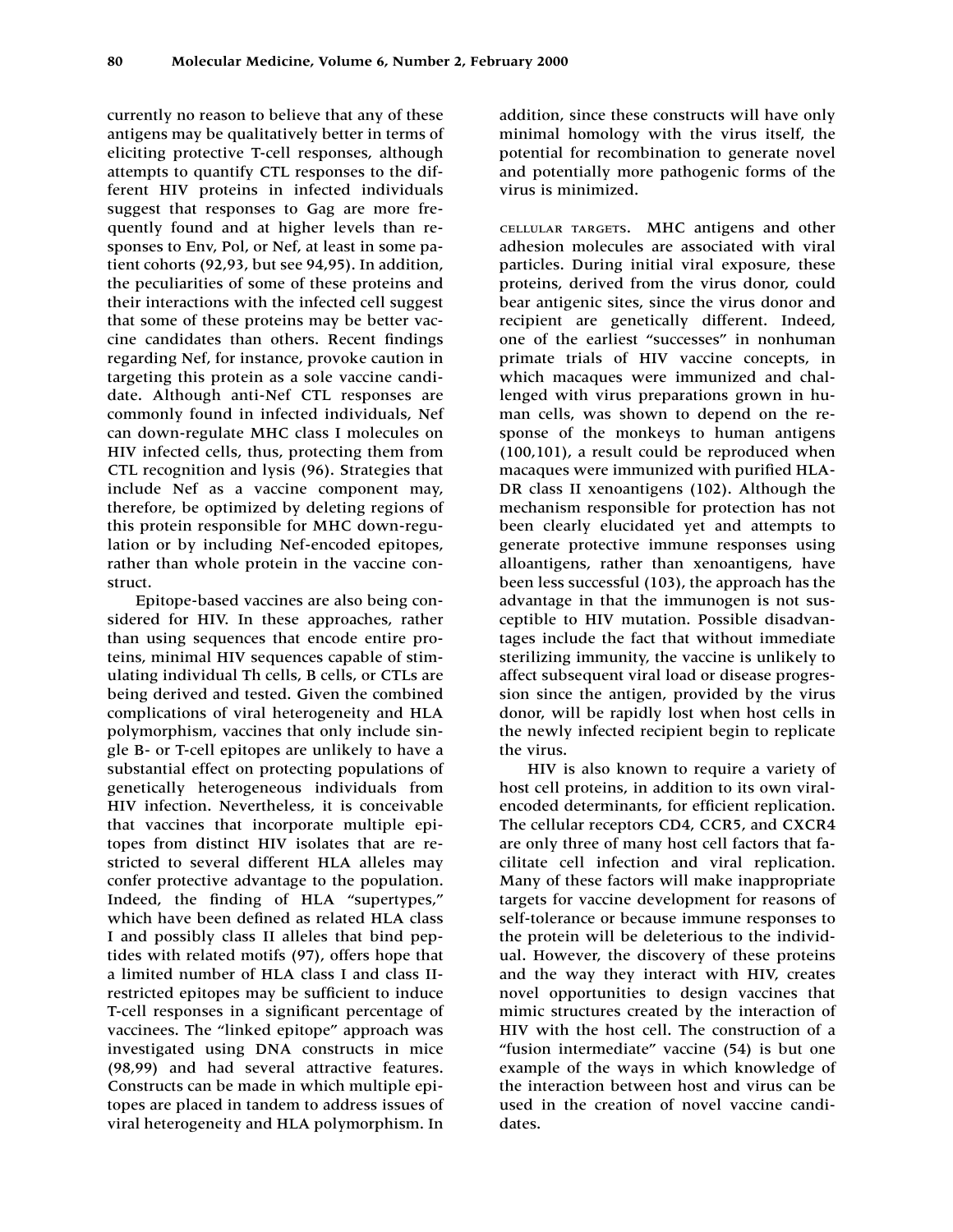currently no reason to believe that any of these antigens may be qualitatively better in terms of eliciting protective T-cell responses, although attempts to quantify CTL responses to the different HIV proteins in infected individuals suggest that responses to Gag are more frequently found and at higher levels than responses to Env, Pol, or Nef, at least in some patient cohorts (92,93, but see 94,95). In addition, the peculiarities of some of these proteins and their interactions with the infected cell suggest that some of these proteins may be better vaccine candidates than others. Recent findings regarding Nef, for instance, provoke caution in targeting this protein as a sole vaccine candidate. Although anti-Nef CTL responses are commonly found in infected individuals, Nef can down-regulate MHC class I molecules on HIV infected cells, thus, protecting them from CTL recognition and lysis (96). Strategies that include Nef as a vaccine component may, therefore, be optimized by deleting regions of this protein responsible for MHC down-regulation or by including Nef-encoded epitopes, rather than whole protein in the vaccine construct.

Epitope-based vaccines are also being considered for HIV. In these approaches, rather than using sequences that encode entire proteins, minimal HIV sequences capable of stimulating individual Th cells, B cells, or CTLs are being derived and tested. Given the combined complications of viral heterogeneity and HLA polymorphism, vaccines that only include single B- or T-cell epitopes are unlikely to have a substantial effect on protecting populations of genetically heterogeneous individuals from HIV infection. Nevertheless, it is conceivable that vaccines that incorporate multiple epitopes from distinct HIV isolates that are restricted to several different HLA alleles may confer protective advantage to the population. Indeed, the finding of HLA "supertypes," which have been defined as related HLA class I and possibly class II alleles that bind peptides with related motifs (97), offers hope that a limited number of HLA class I and class II-restricted epitopes may be sufficient to induce T-cell responses in a significant percentage of vaccinees. The "linked epitope" approach was investigated using DNA constructs in mice (98,99) and had several attractive features. Constructs can be made in which multiple epitopes are placed in tandem to address issues of viral heterogeneity and HLA polymorphism. In addition, since these constructs will have only minimal homology with the virus itself, the potential for recombination to generate novel and potentially more pathogenic forms of the virus is minimized.

CELLULAR TARGETS. MHC antigens and other adhesion molecules are associated with viral particles. During initial viral exposure, these proteins, derived from the virus donor, could bear antigenic sites, since the virus donor and recipient are genetically different. Indeed, one of the earliest "successes" in nonhuman primate trials of HIV vaccine concepts, in which macaques were immunized and challenged with virus preparations grown in human cells, was shown to depend on the response of the monkeys to human antigens (100,101), a result could be reproduced when macaques were immunized with purified HLA-DR class II xenoantigens (102). Although the mechanism responsible for protection has not been clearly elucidated yet and attempts to generate protective immune responses using alloantigens, rather than xenoantigens, have been less successful (103), the approach has the advantage in that the immunogen is not susceptible to HIV mutation. Possible disadvantages include the fact that without immediate sterilizing immunity, the vaccine is unlikely to affect subsequent viral load or disease progression since the antigen, provided by the virus donor, will be rapidly lost when host cells in the newly infected recipient begin to replicate the virus.

HIV is also known to require a variety of host cell proteins, in addition to its own viral-encoded determinants, for efficient replication. The cellular receptors CD4, CCR5, and CXCR4 are only three of many host cell factors that facilitate cell infection and viral replication. Many of these factors will make inappropriate targets for vaccine development for reasons of self-tolerance or because immune responses to the protein will be deleterious to the individual. However, the discovery of these proteins and the way they interact with HIV, creates novel opportunities to design vaccines that mimic structures created by the interaction of HIV with the host cell. The construction of a "fusion intermediate" vaccine (54) is but one example of the ways in which knowledge of the interaction between host and virus can be used in the creation of novel vaccine candidates.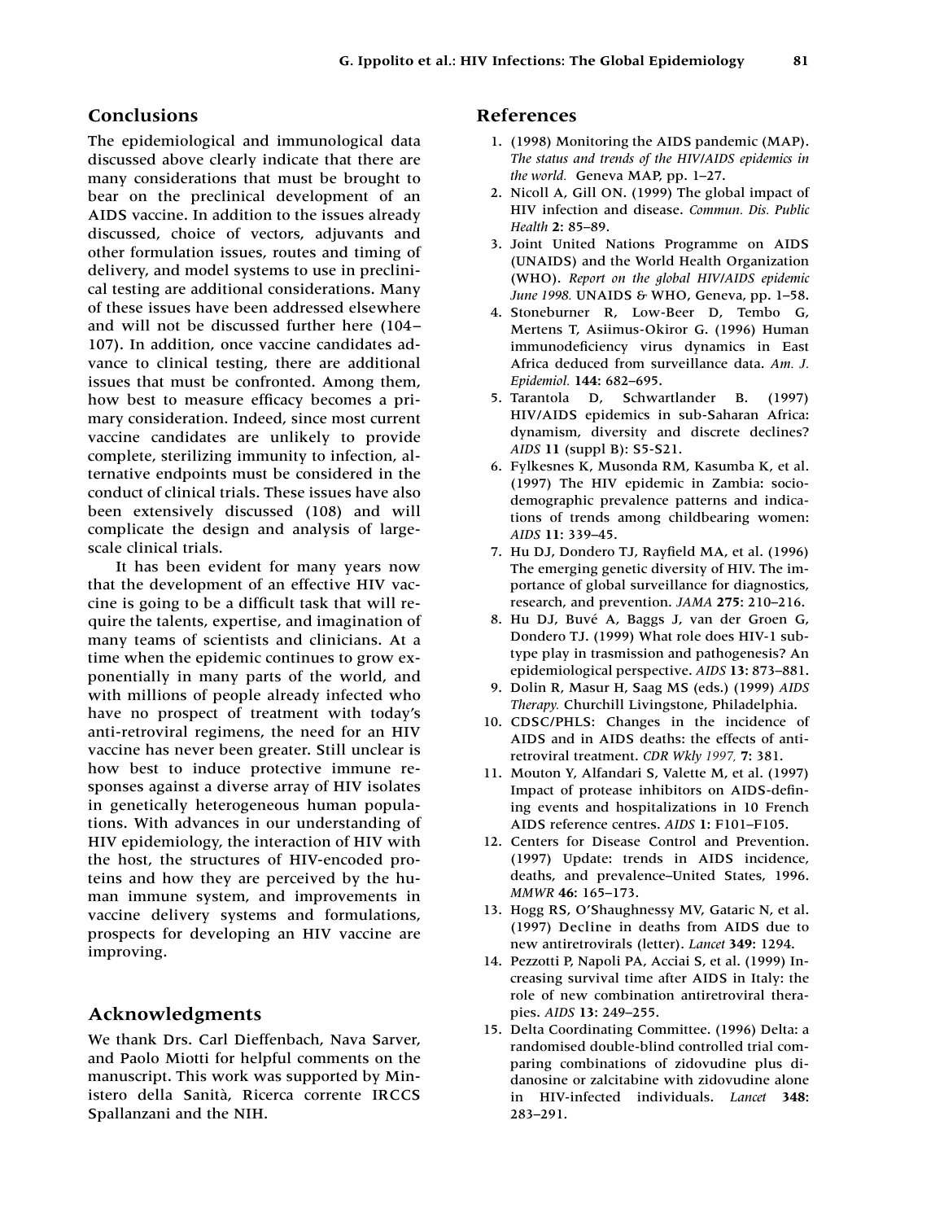## Conclusions

The epidemiological and immunological data discussed above clearly indicate that there are many considerations that must be brought to bear on the preclinical development of an AIDS vaccine. In addition to the issues already discussed, choice of vectors, adjuvants and other formulation issues, routes and timing of delivery, and model systems to use in preclinical testing are additional considerations. Many of these issues have been addressed elsewhere and will not be discussed further here (104–107). In addition, once vaccine candidates advance to clinical testing, there are additional issues that must be confronted. Among them, how best to measure efficacy becomes a primary consideration. Indeed, since most current vaccine candidates are unlikely to provide complete, sterilizing immunity to infection, alternative endpoints must be considered in the conduct of clinical trials. These issues have also been extensively discussed (108) and will complicate the design and analysis of large-scale clinical trials.

It has been evident for many years now that the development of an effective HIV vaccine is going to be a difficult task that will require the talents, expertise, and imagination of many teams of scientists and clinicians. At a time when the epidemic continues to grow exponentially in many parts of the world, and with millions of people already infected who have no prospect of treatment with today's anti-retroviral regimens, the need for an HIV vaccine has never been greater. Still unclear is how best to induce protective immune responses against a diverse array of HIV isolates in genetically heterogeneous human populations. With advances in our understanding of HIV epidemiology, the interaction of HIV with the host, the structures of HIV-encoded proteins and how they are perceived by the human immune system, and improvements in vaccine delivery systems and formulations, prospects for developing an HIV vaccine are improving.

## Acknowledgments

We thank Drs. Carl Dieffenbach, Nava Sarver, and Paolo Miotti for helpful comments on the manuscript. This work was supported by Ministero della Sanità, Ricerca corrente IRCCS Spallanzani and the NIH.

## References

1. (1998) Monitoring the AIDS pandemic (MAP). *The status and trends of the HIV/AIDS epidemics in the world.* Geneva MAP, pp. 1–27.
2. Nicoll A, Gill ON. (1999) The global impact of HIV infection and disease. *Commun. Dis. Public Health* **2**: 85–89.
3. Joint United Nations Programme on AIDS (UNAIDS) and the World Health Organization (WHO). *Report on the global HIV/AIDS epidemic June 1998.* UNAIDS & WHO, Geneva, pp. 1–58.
4. Stoneburner R, Low-Beer D, Tembo G, Mertens T, Asiimus-Okiror G. (1996) Human immunodeficiency virus dynamics in East Africa deduced from surveillance data. *Am. J. Epidemiol.* **144**: 682–695.
5. Tarantola D, Schwartlander B. (1997) HIV/AIDS epidemics in sub-Saharan Africa: dynamism, diversity and discrete declines? *AIDS* **11** (suppl B): S5-S21.
6. Fylkesnes K, Musonda RM, Kasumba K, et al. (1997) The HIV epidemic in Zambia: socio-demographic prevalence patterns and indications of trends among childbearing women: *AIDS* **11**: 339–45.
7. Hu DJ, Dondero TJ, Rayfield MA, et al. (1996) The emerging genetic diversity of HIV. The importance of global surveillance for diagnostics, research, and prevention. *JAMA* **275**: 210–216.
8. Hu DJ, Buvé A, Baggs J, van der Groen G, Dondero TJ. (1999) What role does HIV-1 subtype play in trasmission and pathogenesis? An epidemiological perspective. *AIDS* **13**: 873–881.
9. Dolin R, Masur H, Saag MS (eds.) (1999) *AIDS Therapy.* Churchill Livingstone, Philadelphia.
10. CDSC/PHLS: Changes in the incidence of AIDS and in AIDS deaths: the effects of anti-retroviral treatment. *CDR Wkly 1997,* **7**: 381.
11. Mouton Y, Alfandari S, Valette M, et al. (1997) Impact of protease inhibitors on AIDS-defining events and hospitalizations in 10 French AIDS reference centres. *AIDS* **1**: F101–F105.
12. Centers for Disease Control and Prevention. (1997) Update: trends in AIDS incidence, deaths, and prevalence–United States, 1996. *MMWR* **46**: 165–173.
13. Hogg RS, O'Shaughnessy MV, Gataric N, et al. (1997) Decline in deaths from AIDS due to new antiretrovirals (letter). *Lancet* **349**: 1294.
14. Pezzotti P, Napoli PA, Acciai S, et al. (1999) Increasing survival time after AIDS in Italy: the role of new combination antiretroviral therapies. *AIDS* **13**: 249–255.
15. Delta Coordinating Committee. (1996) Delta: a randomised double-blind controlled trial comparing combinations of zidovudine plus didanosine or zalcitabine with zidovudine alone in HIV-infected individuals. *Lancet* **348**: 283–291.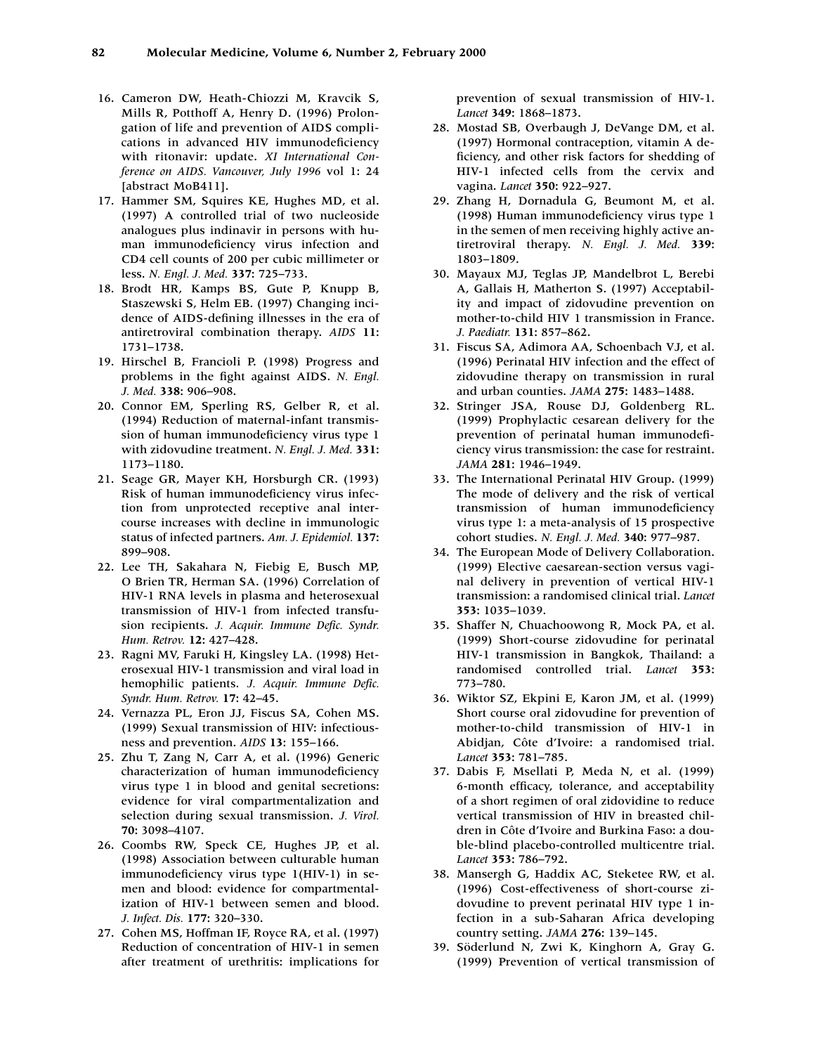16. Cameron DW, Heath-Chiozzi M, Kravcik S, Mills R, Potthoff A, Henry D. (1996) Prolongation of life and prevention of AIDS complications in advanced HIV immunodeficiency with ritonavir: update. *XI International Conference on AIDS. Vancouver, July 1996* vol 1: 24 [abstract MoB411].
17. Hammer SM, Squires KE, Hughes MD, et al. (1997) A controlled trial of two nucleoside analogues plus indinavir in persons with human immunodeficiency virus infection and CD4 cell counts of 200 per cubic millimeter or less. *N. Engl. J. Med.* **337:** 725–733.
18. Brodt HR, Kamps BS, Gute P, Knupp B, Staszewski S, Helm EB. (1997) Changing incidence of AIDS-defining illnesses in the era of antiretroviral combination therapy. *AIDS* **11:** 1731–1738.
19. Hirschel B, Francioli P. (1998) Progress and problems in the fight against AIDS. *N. Engl. J. Med.* **338:** 906–908.
20. Connor EM, Sperling RS, Gelber R, et al. (1994) Reduction of maternal-infant transmission of human immunodeficiency virus type 1 with zidovudine treatment. *N. Engl. J. Med.* **331:** 1173–1180.
21. Seage GR, Mayer KH, Horsburgh CR. (1993) Risk of human immunodeficiency virus infection from unprotected receptive anal intercourse increases with decline in immunologic status of infected partners. *Am. J. Epidemiol.* **137:** 899–908.
22. Lee TH, Sakahara N, Fiebig E, Busch MP, O Brien TR, Herman SA. (1996) Correlation of HIV-1 RNA levels in plasma and heterosexual transmission of HIV-1 from infected transfusion recipients. *J. Acquir. Immune Defic. Syndr. Hum. Retrov.* **12:** 427–428.
23. Ragni MV, Faruki H, Kingsley LA. (1998) Heterosexual HIV-1 transmission and viral load in hemophilic patients. *J. Acquir. Immune Defic. Syndr. Hum. Retrov.* **17:** 42–45.
24. Vernazza PL, Eron JJ, Fiscus SA, Cohen MS. (1999) Sexual transmission of HIV: infectiousness and prevention. *AIDS* **13:** 155–166.
25. Zhu T, Zang N, Carr A, et al. (1996) Generic characterization of human immunodeficiency virus type 1 in blood and genital secretions: evidence for viral compartmentalization and selection during sexual transmission. *J. Virol.* **70:** 3098–4107.
26. Coombs RW, Speck CE, Hughes JP, et al. (1998) Association between culturable human immunodeficiency virus type 1(HIV-1) in semen and blood: evidence for compartmentalization of HIV-1 between semen and blood. *J. Infect. Dis.* **177:** 320–330.
27. Cohen MS, Hoffman IF, Royce RA, et al. (1997) Reduction of concentration of HIV-1 in semen after treatment of urethritis: implications for prevention of sexual transmission of HIV-1. *Lancet* **349:** 1868–1873.
28. Mostad SB, Overbaugh J, DeVange DM, et al. (1997) Hormonal contraception, vitamin A deficiency, and other risk factors for shedding of HIV-1 infected cells from the cervix and vagina. *Lancet* **350:** 922–927.
29. Zhang H, Dornadula G, Beumont M, et al. (1998) Human immunodeficiency virus type 1 in the semen of men receiving highly active antiretroviral therapy. *N. Engl. J. Med.* **339:** 1803–1809.
30. Mayaux MJ, Teglas JP, Mandelbrot L, Berebi A, Gallais H, Matherton S. (1997) Acceptability and impact of zidovudine prevention on mother-to-child HIV 1 transmission in France. *J. Paediatr.* **131:** 857–862.
31. Fiscus SA, Adimora AA, Schoenbach VJ, et al. (1996) Perinatal HIV infection and the effect of zidovudine therapy on transmission in rural and urban counties. *JAMA* **275:** 1483–1488.
32. Stringer JSA, Rouse DJ, Goldenberg RL. (1999) Prophylactic cesarean delivery for the prevention of perinatal human immunodeficiency virus transmission: the case for restraint. *JAMA* **281:** 1946–1949.
33. The International Perinatal HIV Group. (1999) The mode of delivery and the risk of vertical transmission of human immunodeficiency virus type 1: a meta-analysis of 15 prospective cohort studies. *N. Engl. J. Med.* **340:** 977–987.
34. The European Mode of Delivery Collaboration. (1999) Elective caesarean-section versus vaginal delivery in prevention of vertical HIV-1 transmission: a randomised clinical trial. *Lancet* **353:** 1035–1039.
35. Shaffer N, Chuachoowong R, Mock PA, et al. (1999) Short-course zidovudine for perinatal HIV-1 transmission in Bangkok, Thailand: a randomised controlled trial. *Lancet* **353:** 773–780.
36. Wiktor SZ, Ekpini E, Karon JM, et al. (1999) Short course oral zidovudine for prevention of mother-to-child transmission of HIV-1 in Abidjan, Côte d'Ivoire: a randomised trial. *Lancet* **353:** 781–785.
37. Dabis F, Msellati P, Meda N, et al. (1999) 6-month efficacy, tolerance, and acceptability of a short regimen of oral zidovidine to reduce vertical transmission of HIV in breasted children in Côte d'Ivoire and Burkina Faso: a double-blind placebo-controlled multicentre trial. *Lancet* **353:** 786–792.
38. Mansergh G, Haddix AC, Steketee RW, et al. (1996) Cost-effectiveness of short-course zidovudine to prevent perinatal HIV type 1 infection in a sub-Saharan Africa developing country setting. *JAMA* **276:** 139–145.
39. Söderlund N, Zwi K, Kinghorn A, Gray G. (1999) Prevention of vertical transmission of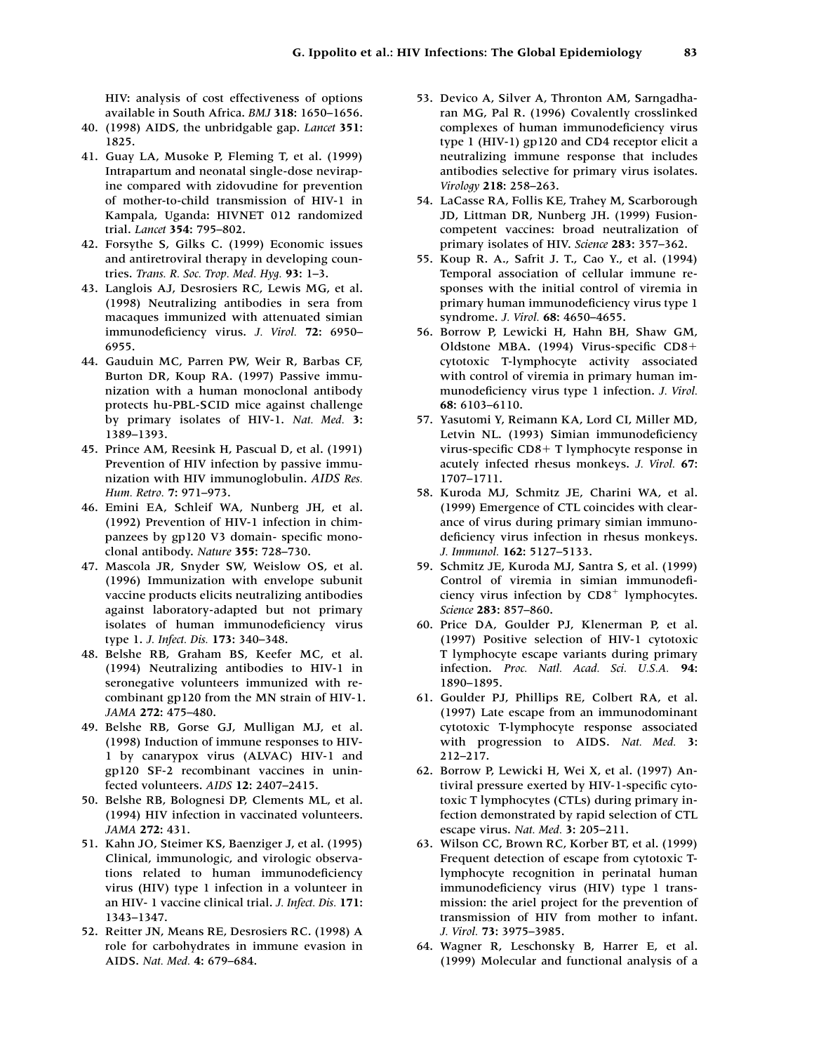HIV: analysis of cost effectiveness of options available in South Africa. *BMJ* **318:** 1650–1656.

40. (1998) AIDS, the unbridgable gap. *Lancet* **351:** 1825.
41. Guay LA, Musoke P, Fleming T, et al. (1999) Intrapartum and neonatal single-dose nevirapine compared with zidovudine for prevention of mother-to-child transmission of HIV-1 in Kampala, Uganda: HIVNET 012 randomized trial. *Lancet* **354:** 795–802.
42. Forsythe S, Gilks C. (1999) Economic issues and antiretroviral therapy in developing countries. *Trans. R. Soc. Trop. Med. Hyg.* **93:** 1–3.
43. Langlois AJ, Desrosiers RC, Lewis MG, et al. (1998) Neutralizing antibodies in sera from macaques immunized with attenuated simian immunodeficiency virus. *J. Virol.* **72:** 6950–6955.
44. Gauduin MC, Parren PW, Weir R, Barbas CF, Burton DR, Koup RA. (1997) Passive immunization with a human monoclonal antibody protects hu-PBL-SCID mice against challenge by primary isolates of HIV-1. *Nat. Med.* **3:** 1389–1393.
45. Prince AM, Reesink H, Pascual D, et al. (1991) Prevention of HIV infection by passive immunization with HIV immunoglobulin. *AIDS Res. Hum. Retro.* **7:** 971–973.
46. Emini EA, Schleif WA, Nunberg JH, et al. (1992) Prevention of HIV-1 infection in chimpanzees by gp120 V3 domain- specific monoclonal antibody. *Nature* **355:** 728–730.
47. Mascola JR, Snyder SW, Weislow OS, et al. (1996) Immunization with envelope subunit vaccine products elicits neutralizing antibodies against laboratory-adapted but not primary isolates of human immunodeficiency virus type 1. *J. Infect. Dis.* **173:** 340–348.
48. Belshe RB, Graham BS, Keefer MC, et al. (1994) Neutralizing antibodies to HIV-1 in seronegative volunteers immunized with recombinant gp120 from the MN strain of HIV-1. *JAMA* **272:** 475–480.
49. Belshe RB, Gorse GJ, Mulligan MJ, et al. (1998) Induction of immune responses to HIV-1 by canarypox virus (ALVAC) HIV-1 and gp120 SF-2 recombinant vaccines in uninfected volunteers. *AIDS* **12:** 2407–2415.
50. Belshe RB, Bolognesi DP, Clements ML, et al. (1994) HIV infection in vaccinated volunteers. *JAMA* **272:** 431.
51. Kahn JO, Steimer KS, Baenziger J, et al. (1995) Clinical, immunologic, and virologic observations related to human immunodeficiency virus (HIV) type 1 infection in a volunteer in an HIV- 1 vaccine clinical trial. *J. Infect. Dis.* **171:** 1343–1347.
52. Reitter JN, Means RE, Desrosiers RC. (1998) A role for carbohydrates in immune evasion in AIDS. *Nat. Med.* **4:** 679–684.
53. Devico A, Silver A, Thronton AM, Sarngadharan MG, Pal R. (1996) Covalently crosslinked complexes of human immunodeficiency virus type 1 (HIV-1) gp120 and CD4 receptor elicit a neutralizing immune response that includes antibodies selective for primary virus isolates. *Virology* **218:** 258–263.
54. LaCasse RA, Follis KE, Trahey M, Scarborough JD, Littman DR, Nunberg JH. (1999) Fusion-competent vaccines: broad neutralization of primary isolates of HIV. *Science* **283:** 357–362.
55. Koup R. A., Safrit J. T., Cao Y., et al. (1994) Temporal association of cellular immune responses with the initial control of viremia in primary human immunodeficiency virus type 1 syndrome. *J. Virol.* **68:** 4650–4655.
56. Borrow P, Lewicki H, Hahn BH, Shaw GM, Oldstone MBA. (1994) Virus-specific CD8+ cytotoxic T-lymphocyte activity associated with control of viremia in primary human immunodeficiency virus type 1 infection. *J. Virol.* **68:** 6103–6110.
57. Yasutomi Y, Reimann KA, Lord CI, Miller MD, Letvin NL. (1993) Simian immunodeficiency virus-specific CD8+ T lymphocyte response in acutely infected rhesus monkeys. *J. Virol.* **67:** 1707–1711.
58. Kuroda MJ, Schmitz JE, Charini WA, et al. (1999) Emergence of CTL coincides with clearance of virus during primary simian immunodeficiency virus infection in rhesus monkeys. *J. Immunol.* **162:** 5127–5133.
59. Schmitz JE, Kuroda MJ, Santra S, et al. (1999) Control of viremia in simian immunodeficiency virus infection by $CD8^+$ lymphocytes. *Science* **283:** 857–860.
60. Price DA, Goulder PJ, Klenerman P, et al. (1997) Positive selection of HIV-1 cytotoxic T lymphocyte escape variants during primary infection. *Proc. Natl. Acad. Sci. U.S.A.* **94:** 1890–1895.
61. Goulder PJ, Phillips RE, Colbert RA, et al. (1997) Late escape from an immunodominant cytotoxic T-lymphocyte response associated with progression to AIDS. *Nat. Med.* **3:** 212–217.
62. Borrow P, Lewicki H, Wei X, et al. (1997) Antiviral pressure exerted by HIV-1-specific cytotoxic T lymphocytes (CTLs) during primary infection demonstrated by rapid selection of CTL escape virus. *Nat. Med.* **3:** 205–211.
63. Wilson CC, Brown RC, Korber BT, et al. (1999) Frequent detection of escape from cytotoxic T-lymphocyte recognition in perinatal human immunodeficiency virus (HIV) type 1 transmission: the ariel project for the prevention of transmission of HIV from mother to infant. *J. Virol.* **73:** 3975–3985.
64. Wagner R, Leschonsky B, Harrer E, et al. (1999) Molecular and functional analysis of a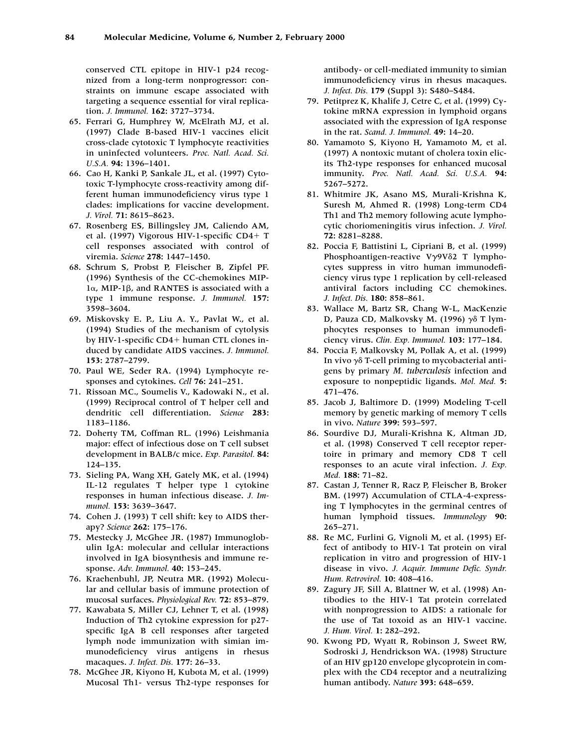conserved CTL epitope in HIV-1 p24 recognized from a long-term nonprogressor: constraints on immune escape associated with targeting a sequence essential for viral replication. *J. Immunol.* **162:** 3727–3734.

65. Ferrari G, Humphrey W, McElrath MJ, et al. (1997) Clade B-based HIV-1 vaccines elicit cross-clade cytotoxic T lymphocyte reactivities in uninfected volunteers. *Proc. Natl. Acad. Sci. U.S.A.* **94:** 1396–1401.
66. Cao H, Kanki P, Sankale JL, et al. (1997) Cytotoxic T-lymphocyte cross-reactivity among different human immunodeficiency virus type 1 clades: implications for vaccine development. *J. Virol.* **71:** 8615–8623.
67. Rosenberg ES, Billingsley JM, Caliendo AM, et al. (1997) Vigorous HIV-1-specific CD4+ T cell responses associated with control of viremia. *Science* **278:** 1447–1450.
68. Schrum S, Probst P, Fleischer B, Zipfel PF. (1996) Synthesis of the CC-chemokines MIP-1α, MIP-1β, and RANTES is associated with a type 1 immune response. *J. Immunol.* **157:** 3598–3604.
69. Miskovsky E. P., Liu A. Y., Pavlat W., et al. (1994) Studies of the mechanism of cytolysis by HIV-1-specific CD4+ human CTL clones induced by candidate AIDS vaccines. *J. Immunol.* **153:** 2787–2799.
70. Paul WE, Seder RA. (1994) Lymphocyte responses and cytokines. *Cell* **76:** 241–251.
71. Rissoan MC., Soumelis V., Kadowaki N., et al. (1999) Reciprocal control of T helper cell and dendritic cell differentiation. *Science* **283:** 1183–1186.
72. Doherty TM, Coffman RL. (1996) Leishmania major: effect of infectious dose on T cell subset development in BALB/c mice. *Exp. Parasitol.* **84:** 124–135.
73. Sieling PA, Wang XH, Gately MK, et al. (1994) IL-12 regulates T helper type 1 cytokine responses in human infectious disease. *J. Immunol.* **153:** 3639–3647.
74. Cohen J. (1993) T cell shift: key to AIDS therapy? *Science* **262:** 175–176.
75. Mestecky J, McGhee JR. (1987) Immunoglobulin IgA: molecular and cellular interactions involved in IgA biosynthesis and immune response. *Adv. Immunol.* **40:** 153–245.
76. Kraehenbuhl, JP, Neutra MR. (1992) Molecular and cellular basis of immune protection of mucosal surfaces. *Physiological Rev.* **72:** 853–879.
77. Kawabata S, Miller CJ, Lehner T, et al. (1998) Induction of Th2 cytokine expression for p27-specific IgA B cell responses after targeted lymph node immunization with simian immunodeficiency virus antigens in rhesus macaques. *J. Infect. Dis.* **177:** 26–33.
78. McGhee JR, Kiyono H, Kubota M, et al. (1999) Mucosal Th1- versus Th2-type responses for antibody- or cell-mediated immunity to simian immunodeficiency virus in rhesus macaques. *J. Infect. Dis.* **179** (Suppl 3): S480–S484.
79. Petitprez K, Khalife J, Cetre C, et al. (1999) Cytokine mRNA expression in lymphoid organs associated with the expression of IgA response in the rat. *Scand. J. Immunol.* **49:** 14–20.
80. Yamamoto S, Kiyono H, Yamamoto M, et al. (1997) A nontoxic mutant of cholera toxin elicits Th2-type responses for enhanced mucosal immunity. *Proc. Natl. Acad. Sci. U.S.A.* **94:** 5267–5272.
81. Whitmire JK, Asano MS, Murali-Krishna K, Suresh M, Ahmed R. (1998) Long-term CD4 Th1 and Th2 memory following acute lymphocytic choriomeningitis virus infection. *J. Virol.* **72:** 8281–8288.
82. Poccia F, Battistini L, Cipriani B, et al. (1999) Phosphoantigen-reactive Vγ9Vδ2 T lymphocytes suppress in vitro human immunodeficiency virus type 1 replication by cell-released antiviral factors including CC chemokines. *J. Infect. Dis.* **180:** 858–861.
83. Wallace M, Bartz SR, Chang W-L, MacKenzie D, Pauza CD, Malkovsky M. (1996) γδ T lymphocytes responses to human immunodeficiency virus. *Clin. Exp. Immunol.* **103:** 177–184.
84. Poccia F, Malkovsky M, Pollak A, et al. (1999) In vivo γδ T-cell priming to mycobacterial antigens by primary *M. tuberculosis* infection and exposure to nonpeptidic ligands. *Mol. Med.* **5:** 471–476.
85. Jacob J, Baltimore D. (1999) Modeling T-cell memory by genetic marking of memory T cells in vivo. *Nature* **399:** 593–597.
86. Sourdive DJ, Murali-Krishna K, Altman JD, et al. (1998) Conserved T cell receptor repertoire in primary and memory CD8 T cell responses to an acute viral infection. *J. Exp. Med.* **188:** 71–82.
87. Castan J, Tenner R, Racz P, Fleischer B, Broker BM. (1997) Accumulation of CTLA-4-expressing T lymphocytes in the germinal centres of human lymphoid tissues. *Immunology* **90:** 265–271.
88. Re MC, Furlini G, Vignoli M, et al. (1995) Effect of antibody to HIV-1 Tat protein on viral replication in vitro and progression of HIV-1 disease in vivo. *J. Acquir. Immune Defic. Syndr. Hum. Retrovirol.* **10:** 408–416.
89. Zagury JF, Sill A, Blattner W, et al. (1998) Antibodies to the HIV-1 Tat protein correlated with nonprogression to AIDS: a rationale for the use of Tat toxoid as an HIV-1 vaccine. *J. Hum. Virol.* **1:** 282–292.
90. Kwong PD, Wyatt R, Robinson J, Sweet RW, Sodroski J, Hendrickson WA. (1998) Structure of an HIV gp120 envelope glycoprotein in complex with the CD4 receptor and a neutralizing human antibody. *Nature* **393:** 648–659.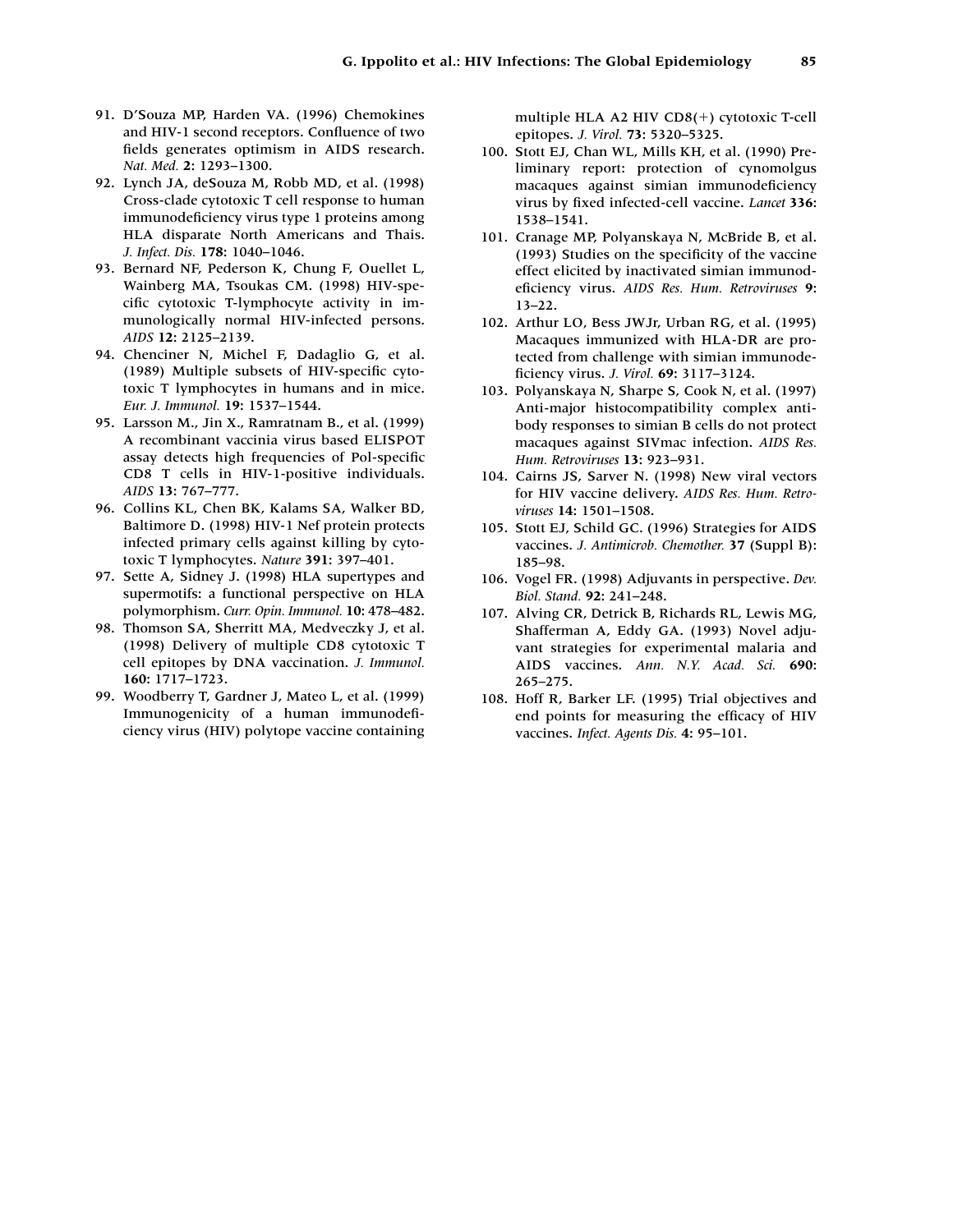91. D'Souza MP, Harden VA. (1996) Chemokines and HIV-1 second receptors. Confluence of two fields generates optimism in AIDS research. *Nat. Med.* **2**: 1293–1300.
92. Lynch JA, deSouza M, Robb MD, et al. (1998) Cross-clade cytotoxic T cell response to human immunodeficiency virus type 1 proteins among HLA disparate North Americans and Thais. *J. Infect. Dis.* **178**: 1040–1046.
93. Bernard NF, Pederson K, Chung F, Ouellet L, Wainberg MA, Tsoukas CM. (1998) HIV-specific cytotoxic T-lymphocyte activity in immunologically normal HIV-infected persons. *AIDS* **12**: 2125–2139.
94. Chenciner N, Michel F, Dadaglio G, et al. (1989) Multiple subsets of HIV-specific cytotoxic T lymphocytes in humans and in mice. *Eur. J. Immunol.* **19**: 1537–1544.
95. Larsson M., Jin X., Ramratnam B., et al. (1999) A recombinant vaccinia virus based ELISPOT assay detects high frequencies of Pol-specific CD8 T cells in HIV-1-positive individuals. *AIDS* **13**: 767–777.
96. Collins KL, Chen BK, Kalams SA, Walker BD, Baltimore D. (1998) HIV-1 Nef protein protects infected primary cells against killing by cytotoxic T lymphocytes. *Nature* **391**: 397–401.
97. Sette A, Sidney J. (1998) HLA supertypes and supermotifs: a functional perspective on HLA polymorphism. *Curr. Opin. Immunol.* **10**: 478–482.
98. Thomson SA, Sherritt MA, Medveczky J, et al. (1998) Delivery of multiple CD8 cytotoxic T cell epitopes by DNA vaccination. *J. Immunol.* **160**: 1717–1723.
99. Woodberry T, Gardner J, Mateo L, et al. (1999) Immunogenicity of a human immunodeficiency virus (HIV) polytope vaccine containing multiple HLA A2 HIV CD8(+) cytotoxic T-cell epitopes. *J. Virol.* **73**: 5320–5325.
100. Stott EJ, Chan WL, Mills KH, et al. (1990) Preliminary report: protection of cynomolgus macaques against simian immunodeficiency virus by fixed infected-cell vaccine. *Lancet* **336**: 1538–1541.
101. Cranage MP, Polyanskaya N, McBride B, et al. (1993) Studies on the specificity of the vaccine effect elicited by inactivated simian immunodeficiency virus. *AIDS Res. Hum. Retroviruses* **9**: 13–22.
102. Arthur LO, Bess JWJr, Urban RG, et al. (1995) Macaques immunized with HLA-DR are protected from challenge with simian immunodeficiency virus. *J. Virol.* **69**: 3117–3124.
103. Polyanskaya N, Sharpe S, Cook N, et al. (1997) Anti-major histocompatibility complex antibody responses to simian B cells do not protect macaques against SIVmac infection. *AIDS Res. Hum. Retroviruses* **13**: 923–931.
104. Cairns JS, Sarver N. (1998) New viral vectors for HIV vaccine delivery. *AIDS Res. Hum. Retroviruses* **14**: 1501–1508.
105. Stott EJ, Schild GC. (1996) Strategies for AIDS vaccines. *J. Antimicrob. Chemother.* **37** (Suppl B): 185–98.
106. Vogel FR. (1998) Adjuvants in perspective. *Dev. Biol. Stand.* **92**: 241–248.
107. Alving CR, Detrick B, Richards RL, Lewis MG, Shafferman A, Eddy GA. (1993) Novel adjuvant strategies for experimental malaria and AIDS vaccines. *Ann. N.Y. Acad. Sci.* **690**: 265–275.
108. Hoff R, Barker LF. (1995) Trial objectives and end points for measuring the efficacy of HIV vaccines. *Infect. Agents Dis.* **4**: 95–101.